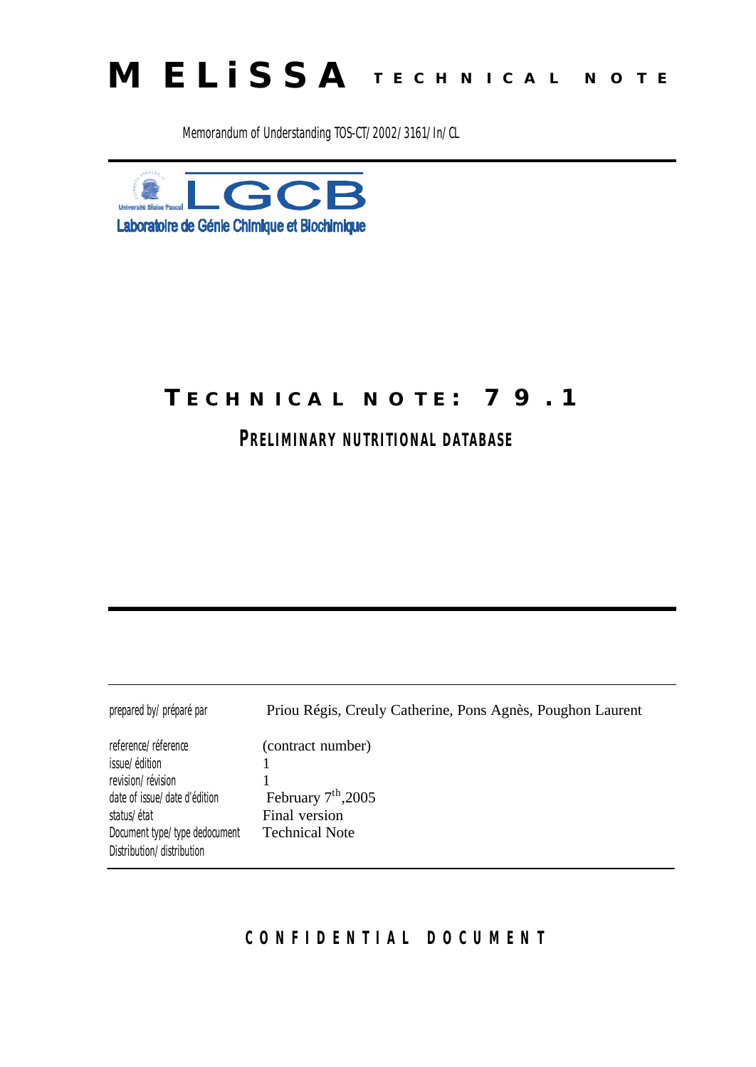# MELiSSA TECHNICAL NOTE

Memorandum of Understanding TOS-CT/2002/3161/In/CL

LGCB

Université Blaise Pascal

Laboratoire de Génie Chimique et Biochimique

## TECHNICAL NOTE: 79.1

### PRELIMINARY NUTRITIONAL DATABASE

| | |
|---|---|
| prepared by/ préparé par | Priou Régis, Creuly Catherine, Pons Agnès, Poughon Laurent |
| reference/ réference | (contract number) |
| issue/ édition | 1 |
| revision/ révision | 1 |
| date of issue/ date d'édition | February 7th, 2005 |
| status/ état | Final version |
| Document type/ type dedocument | Technical Note |
| Distribution/ distribution | |

**CONFIDENTIAL DOCUMENT**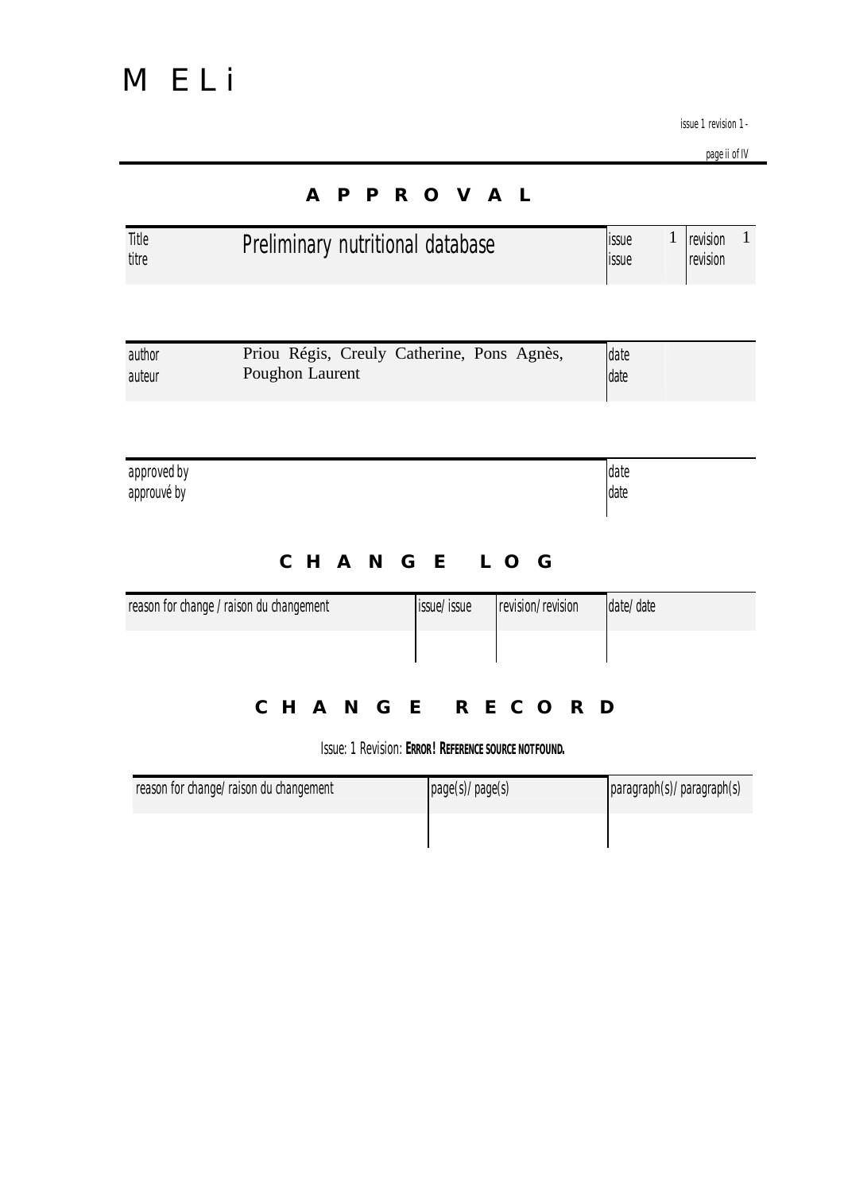# APPROVAL

| Title<br>titre | Preliminary nutritional database | issue<br>issue | 1 | revision<br>revision | 1 |
|---|---|---|---|---|---|

| author<br>auteur | Priou Régis, Creuly Catherine, Pons Agnès, Poughon Laurent | date<br>date | |
|---|---|---|---|

| approved by<br>approuvé by | date<br>date |
|---|---|

# CHANGE LOG

| reason for change / raison du changement | issue/ issue | revision/ revision | date/ date |
|---|---|---|---|
| | | | |

# CHANGE RECORD

Issue: 1 Revision: **ERROR! REFERENCE SOURCE NOT FOUND.**

| reason for change/ raison du changement | page(s)/ page(s) | paragraph(s)/ paragraph(s) |
|---|---|---|
| | | |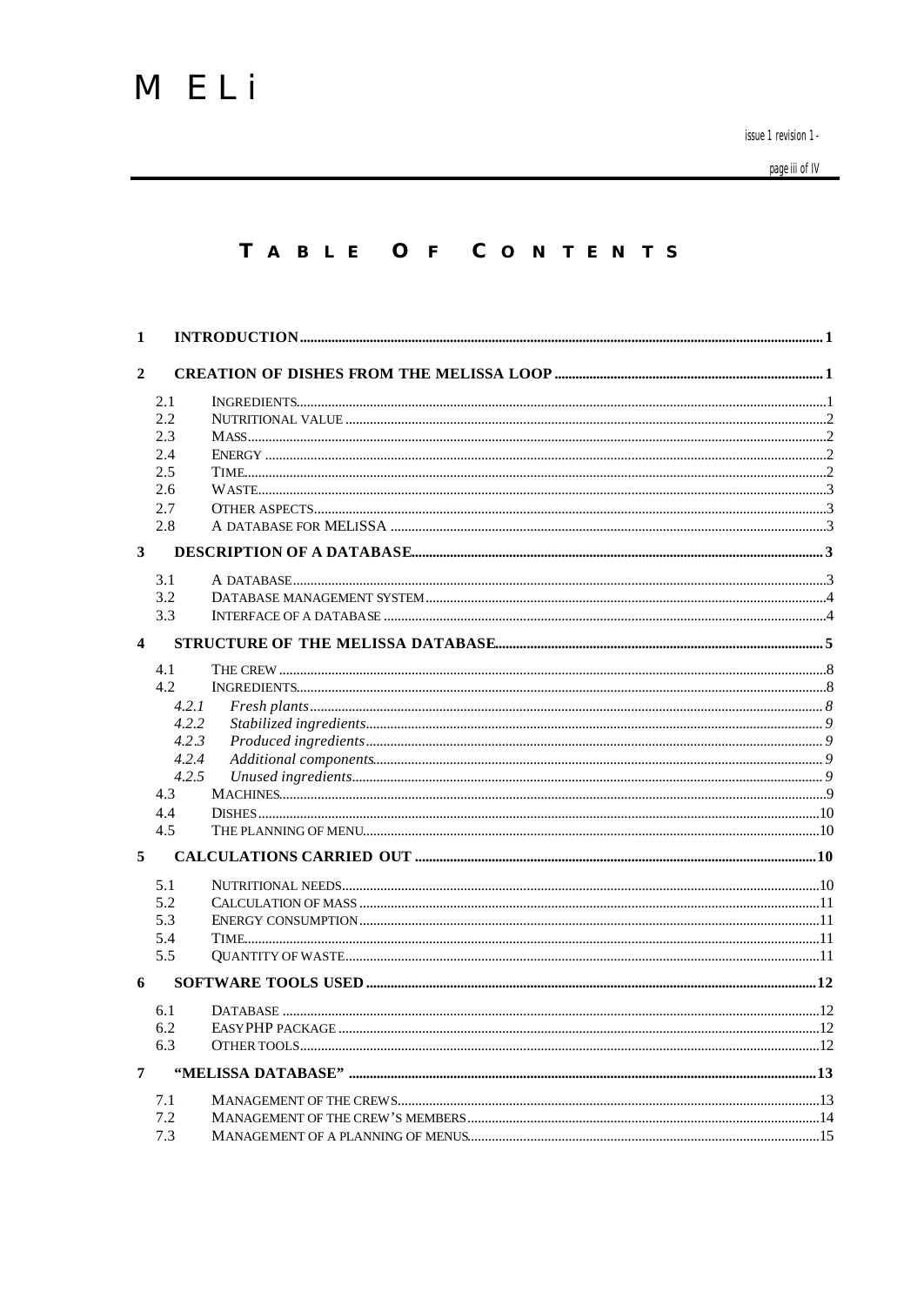# TABLE OF CONTENTS

1 INTRODUCTION ... 1

2 CREATION OF DISHES FROM THE MELISSA LOOP ... 1

- 2.1 INGREDIENTS ... 1
- 2.2 NUTRITIONAL VALUE ... 2
- 2.3 MASS ... 2
- 2.4 ENERGY ... 2
- 2.5 TIME ... 2
- 2.6 WASTE ... 3
- 2.7 OTHER ASPECTS ... 3
- 2.8 A DATABASE FOR MELISSA ... 3

3 DESCRIPTION OF A DATABASE ... 3

- 3.1 A DATABASE ... 3
- 3.2 DATABASE MANAGEMENT SYSTEM ... 4
- 3.3 INTERFACE OF A DATABASE ... 4

4 STRUCTURE OF THE MELISSA DATABASE ... 5

- 4.1 THE CREW ... 8
- 4.2 INGREDIENTS ... 8
  - 4.2.1 *Fresh plants* ... 8
  - 4.2.2 *Stabilized ingredients* ... 9
  - 4.2.3 *Produced ingredients* ... 9
  - 4.2.4 *Additional components* ... 9
  - 4.2.5 *Unused ingredients* ... 9
- 4.3 MACHINES ... 9
- 4.4 DISHES ... 10
- 4.5 THE PLANNING OF MENU ... 10

5 CALCULATIONS CARRIED OUT ... 10

- 5.1 NUTRITIONAL NEEDS ... 10
- 5.2 CALCULATION OF MASS ... 11
- 5.3 ENERGY CONSUMPTION ... 11
- 5.4 TIME ... 11
- 5.5 QUANTITY OF WASTE ... 11

6 SOFTWARE TOOLS USED ... 12

- 6.1 DATABASE ... 12
- 6.2 EASYPHP PACKAGE ... 12
- 6.3 OTHER TOOLS ... 12

7 "MELISSA DATABASE" ... 13

- 7.1 MANAGEMENT OF THE CREWS ... 13
- 7.2 MANAGEMENT OF THE CREW'S MEMBERS ... 14
- 7.3 MANAGEMENT OF A PLANNING OF MENUS ... 15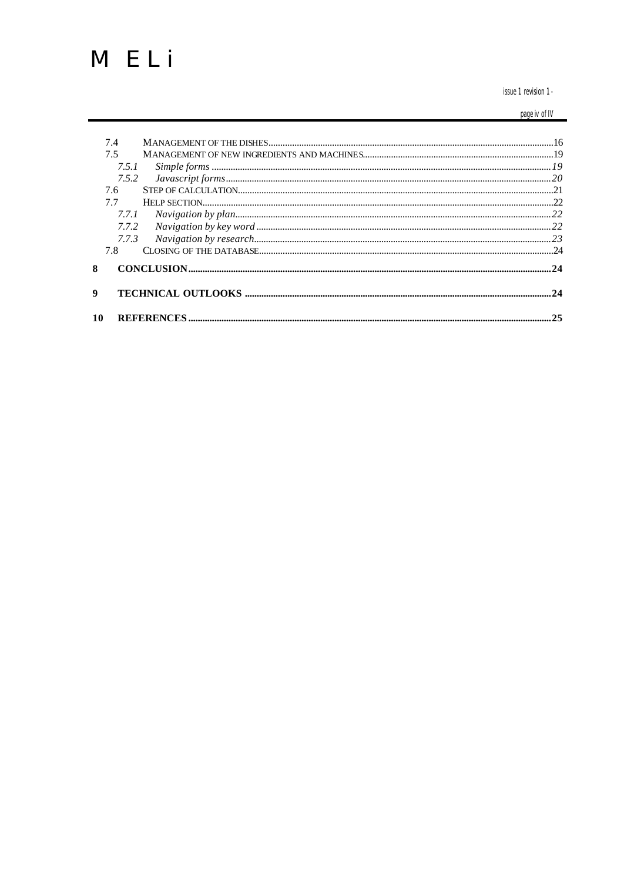7.4 MANAGEMENT OF THE DISHES ........ 16
7.5 MANAGEMENT OF NEW INGREDIENTS AND MACHINES ........ 19
*7.5.1 Simple forms ........ 19*
*7.5.2 Javascript forms ........ 20*
7.6 STEP OF CALCULATION ........ 21
7.7 HELP SECTION ........ 22
*7.7.1 Navigation by plan ........ 22*
*7.7.2 Navigation by key word ........ 22*
*7.7.3 Navigation by research ........ 23*
7.8 CLOSING OF THE DATABASE ........ 24

**8 CONCLUSION ........ 24**

**9 TECHNICAL OUTLOOKS ........ 24**

**10 REFERENCES ........ 25**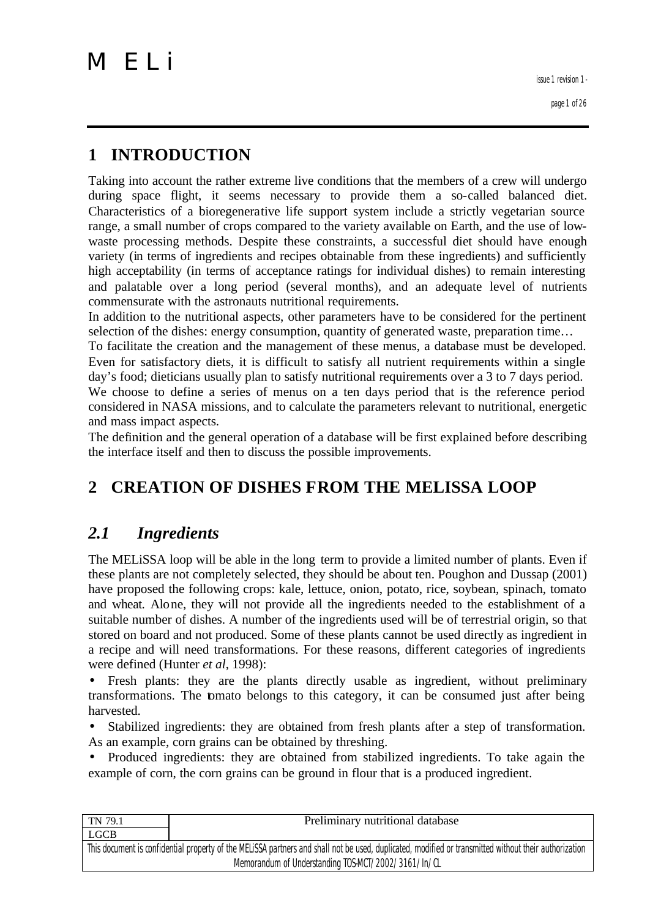# 1 INTRODUCTION

Taking into account the rather extreme live conditions that the members of a crew will undergo during space flight, it seems necessary to provide them a so-called balanced diet. Characteristics of a bioregenerative life support system include a strictly vegetarian source range, a small number of crops compared to the variety available on Earth, and the use of low-waste processing methods. Despite these constraints, a successful diet should have enough variety (in terms of ingredients and recipes obtainable from these ingredients) and sufficiently high acceptability (in terms of acceptance ratings for individual dishes) to remain interesting and palatable over a long period (several months), and an adequate level of nutrients commensurate with the astronauts nutritional requirements.

In addition to the nutritional aspects, other parameters have to be considered for the pertinent selection of the dishes: energy consumption, quantity of generated waste, preparation time…

To facilitate the creation and the management of these menus, a database must be developed. Even for satisfactory diets, it is difficult to satisfy all nutrient requirements within a single day's food; dieticians usually plan to satisfy nutritional requirements over a 3 to 7 days period.

We choose to define a series of menus on a ten days period that is the reference period considered in NASA missions, and to calculate the parameters relevant to nutritional, energetic and mass impact aspects.

The definition and the general operation of a database will be first explained before describing the interface itself and then to discuss the possible improvements.

# 2 CREATION OF DISHES FROM THE MELISSA LOOP

## *2.1 Ingredients*

The MELiSSA loop will be able in the long term to provide a limited number of plants. Even if these plants are not completely selected, they should be about ten. Poughon and Dussap (2001) have proposed the following crops: kale, lettuce, onion, potato, rice, soybean, spinach, tomato and wheat. Alone, they will not provide all the ingredients needed to the establishment of a suitable number of dishes. A number of the ingredients used will be of terrestrial origin, so that stored on board and not produced. Some of these plants cannot be used directly as ingredient in a recipe and will need transformations. For these reasons, different categories of ingredients were defined (Hunter *et al*, 1998):

- Fresh plants: they are the plants directly usable as ingredient, without preliminary transformations. The tomato belongs to this category, it can be consumed just after being harvested.
- Stabilized ingredients: they are obtained from fresh plants after a step of transformation. As an example, corn grains can be obtained by threshing.
- Produced ingredients: they are obtained from stabilized ingredients. To take again the example of corn, the corn grains can be ground in flour that is a produced ingredient.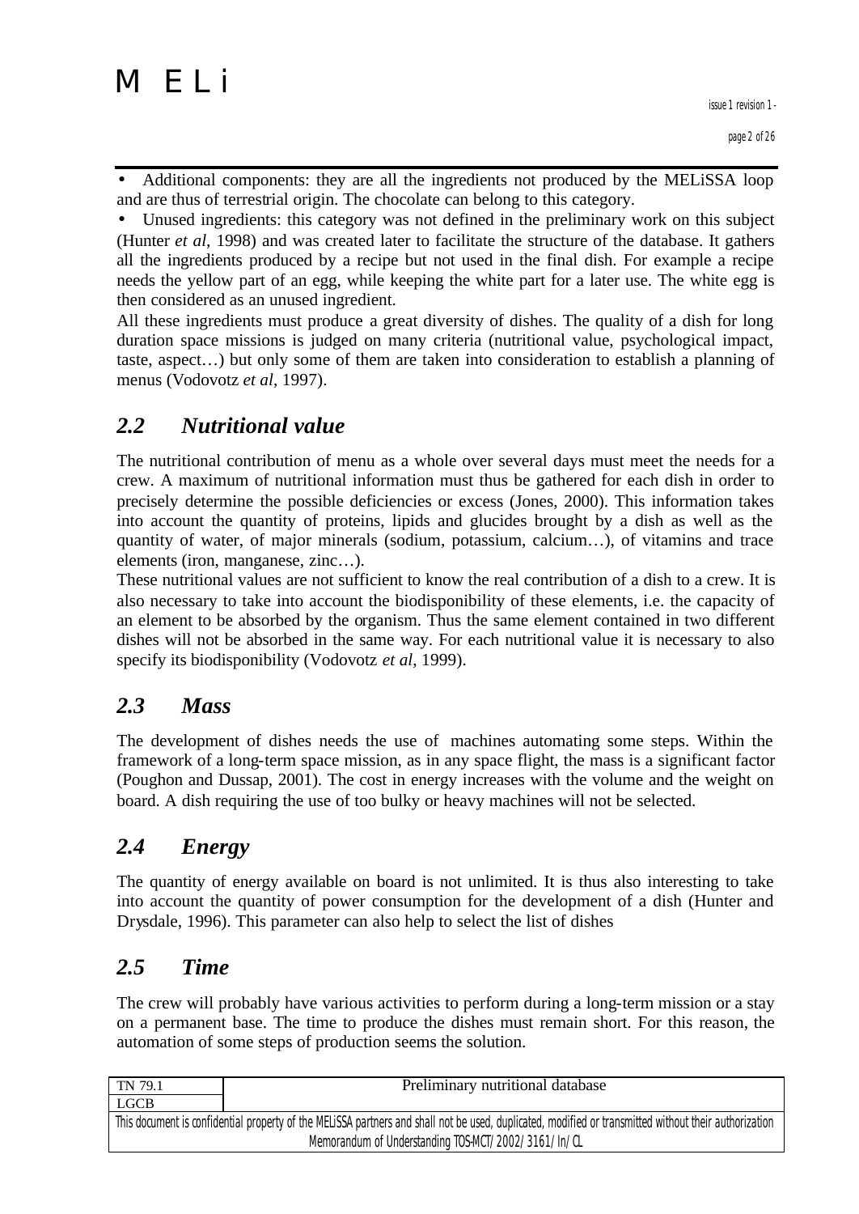- Additional components: they are all the ingredients not produced by the MELiSSA loop and are thus of terrestrial origin. The chocolate can belong to this category.
- Unused ingredients: this category was not defined in the preliminary work on this subject (Hunter *et al*, 1998) and was created later to facilitate the structure of the database. It gathers all the ingredients produced by a recipe but not used in the final dish. For example a recipe needs the yellow part of an egg, while keeping the white part for a later use. The white egg is then considered as an unused ingredient.

All these ingredients must produce a great diversity of dishes. The quality of a dish for long duration space missions is judged on many criteria (nutritional value, psychological impact, taste, aspect…) but only some of them are taken into consideration to establish a planning of menus (Vodovotz *et al*, 1997).

## *2.2 Nutritional value*

The nutritional contribution of menu as a whole over several days must meet the needs for a crew. A maximum of nutritional information must thus be gathered for each dish in order to precisely determine the possible deficiencies or excess (Jones, 2000). This information takes into account the quantity of proteins, lipids and glucides brought by a dish as well as the quantity of water, of major minerals (sodium, potassium, calcium…), of vitamins and trace elements (iron, manganese, zinc…).

These nutritional values are not sufficient to know the real contribution of a dish to a crew. It is also necessary to take into account the biodisponibility of these elements, i.e. the capacity of an element to be absorbed by the organism. Thus the same element contained in two different dishes will not be absorbed in the same way. For each nutritional value it is necessary to also specify its biodisponibility (Vodovotz *et al*, 1999).

## *2.3 Mass*

The development of dishes needs the use of machines automating some steps. Within the framework of a long-term space mission, as in any space flight, the mass is a significant factor (Poughon and Dussap, 2001). The cost in energy increases with the volume and the weight on board. A dish requiring the use of too bulky or heavy machines will not be selected.

## *2.4 Energy*

The quantity of energy available on board is not unlimited. It is thus also interesting to take into account the quantity of power consumption for the development of a dish (Hunter and Drysdale, 1996). This parameter can also help to select the list of dishes

## *2.5 Time*

The crew will probably have various activities to perform during a long-term mission or a stay on a permanent base. The time to produce the dishes must remain short. For this reason, the automation of some steps of production seems the solution.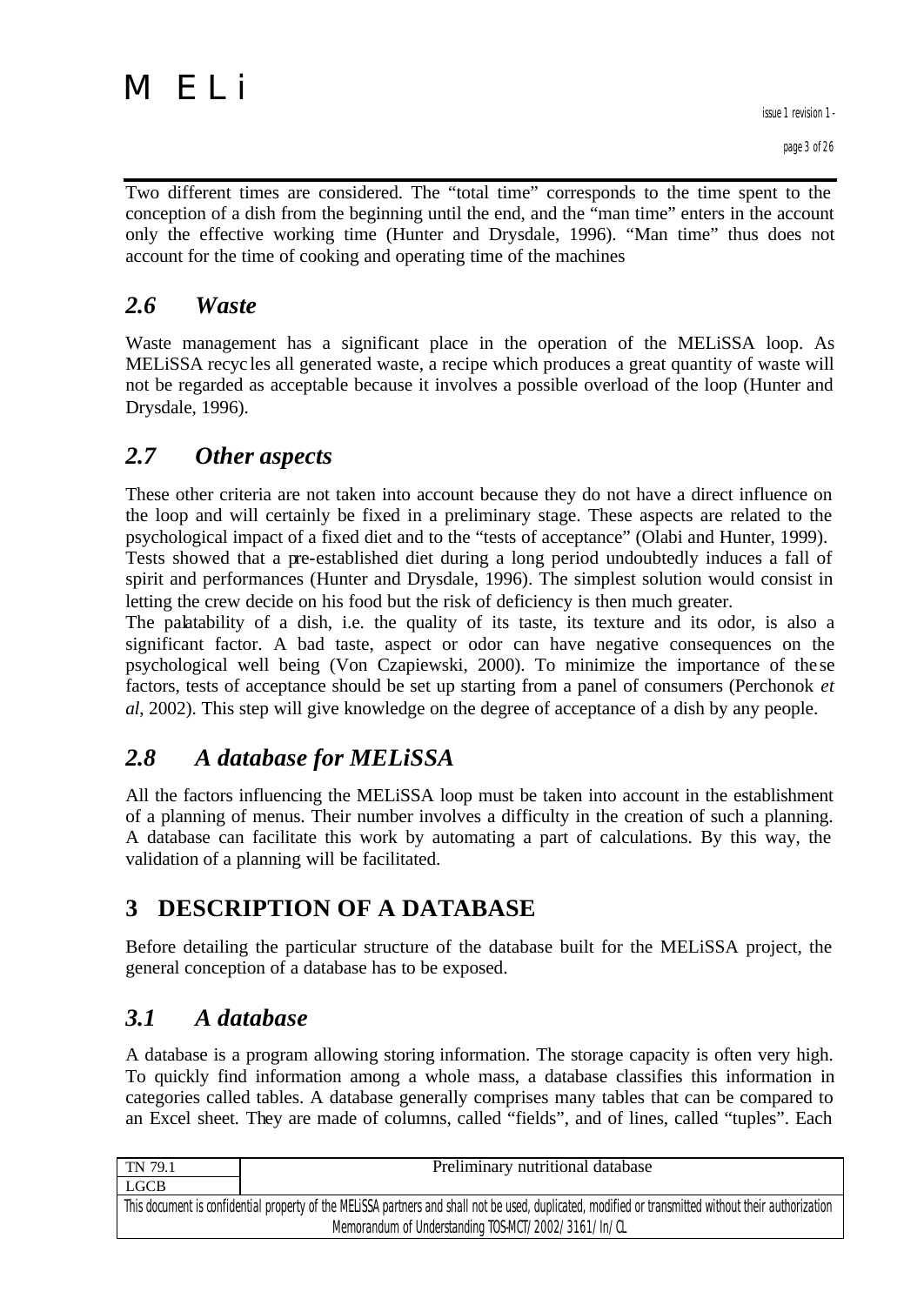Two different times are considered. The "total time" corresponds to the time spent to the conception of a dish from the beginning until the end, and the "man time" enters in the account only the effective working time (Hunter and Drysdale, 1996). "Man time" thus does not account for the time of cooking and operating time of the machines

## *2.6 Waste*

Waste management has a significant place in the operation of the MELiSSA loop. As MELiSSA recycles all generated waste, a recipe which produces a great quantity of waste will not be regarded as acceptable because it involves a possible overload of the loop (Hunter and Drysdale, 1996).

## *2.7 Other aspects*

These other criteria are not taken into account because they do not have a direct influence on the loop and will certainly be fixed in a preliminary stage. These aspects are related to the psychological impact of a fixed diet and to the "tests of acceptance" (Olabi and Hunter, 1999).
Tests showed that a pre-established diet during a long period undoubtedly induces a fall of spirit and performances (Hunter and Drysdale, 1996). The simplest solution would consist in letting the crew decide on his food but the risk of deficiency is then much greater.
The palatability of a dish, i.e. the quality of its taste, its texture and its odor, is also a significant factor. A bad taste, aspect or odor can have negative consequences on the psychological well being (Von Czapiewski, 2000). To minimize the importance of these factors, tests of acceptance should be set up starting from a panel of consumers (Perchonok *et al*, 2002). This step will give knowledge on the degree of acceptance of a dish by any people.

## *2.8 A database for MELiSSA*

All the factors influencing the MELiSSA loop must be taken into account in the establishment of a planning of menus. Their number involves a difficulty in the creation of such a planning. A database can facilitate this work by automating a part of calculations. By this way, the validation of a planning will be facilitated.

# 3 DESCRIPTION OF A DATABASE

Before detailing the particular structure of the database built for the MELiSSA project, the general conception of a database has to be exposed.

## *3.1 A database*

A database is a program allowing storing information. The storage capacity is often very high. To quickly find information among a whole mass, a database classifies this information in categories called tables. A database generally comprises many tables that can be compared to an Excel sheet. They are made of columns, called "fields", and of lines, called "tuples". Each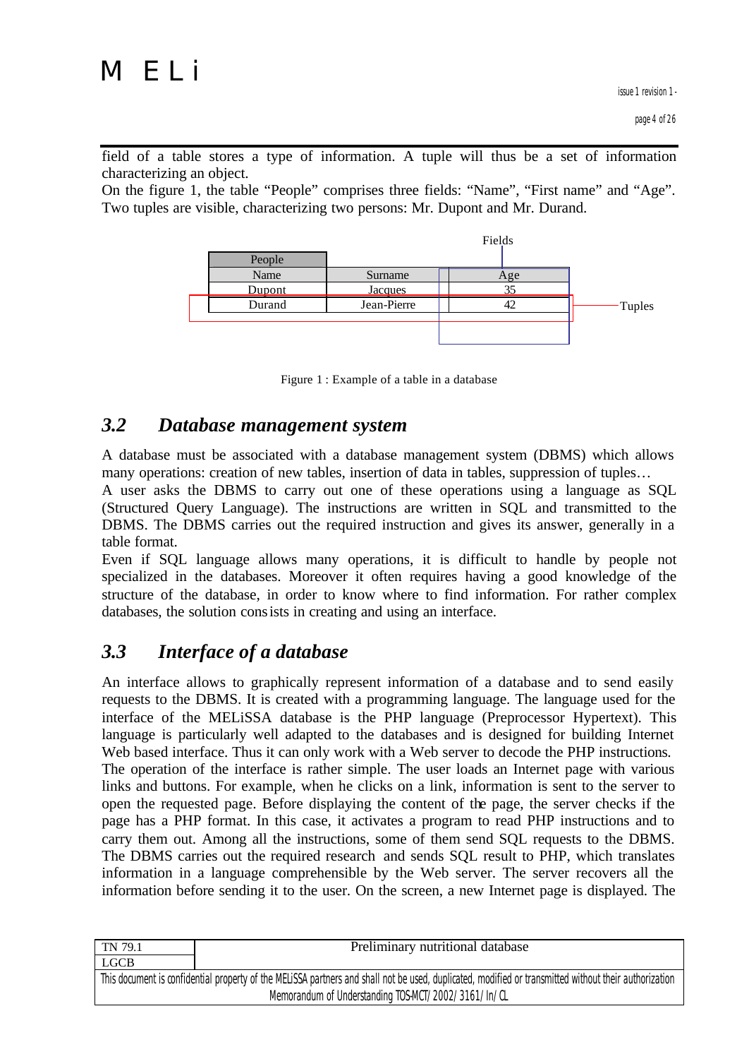field of a table stores a type of information. A tuple will thus be a set of information characterizing an object.
On the figure 1, the table "People" comprises three fields: "Name", "First name" and "Age". Two tuples are visible, characterizing two persons: Mr. Dupont and Mr. Durand.

| People | | |
|---|---|---|
| Name | Surname | Age |
| Dupont | Jacques | 35 |
| Durand | Jean-Pierre | 42 |

Fields

Tuples

Figure 1 : Example of a table in a database

## 3.2 Database management system

A database must be associated with a database management system (DBMS) which allows many operations: creation of new tables, insertion of data in tables, suppression of tuples…
A user asks the DBMS to carry out one of these operations using a language as SQL (Structured Query Language). The instructions are written in SQL and transmitted to the DBMS. The DBMS carries out the required instruction and gives its answer, generally in a table format.
Even if SQL language allows many operations, it is difficult to handle by people not specialized in the databases. Moreover it often requires having a good knowledge of the structure of the database, in order to know where to find information. For rather complex databases, the solution consists in creating and using an interface.

## 3.3 Interface of a database

An interface allows to graphically represent information of a database and to send easily requests to the DBMS. It is created with a programming language. The language used for the interface of the MELiSSA database is the PHP language (Preprocessor Hypertext). This language is particularly well adapted to the databases and is designed for building Internet Web based interface. Thus it can only work with a Web server to decode the PHP instructions.
The operation of the interface is rather simple. The user loads an Internet page with various links and buttons. For example, when he clicks on a link, information is sent to the server to open the requested page. Before displaying the content of the page, the server checks if the page has a PHP format. In this case, it activates a program to read PHP instructions and to carry them out. Among all the instructions, some of them send SQL requests to the DBMS. The DBMS carries out the required research and sends SQL result to PHP, which translates information in a language comprehensible by the Web server. The server recovers all the information before sending it to the user. On the screen, a new Internet page is displayed. The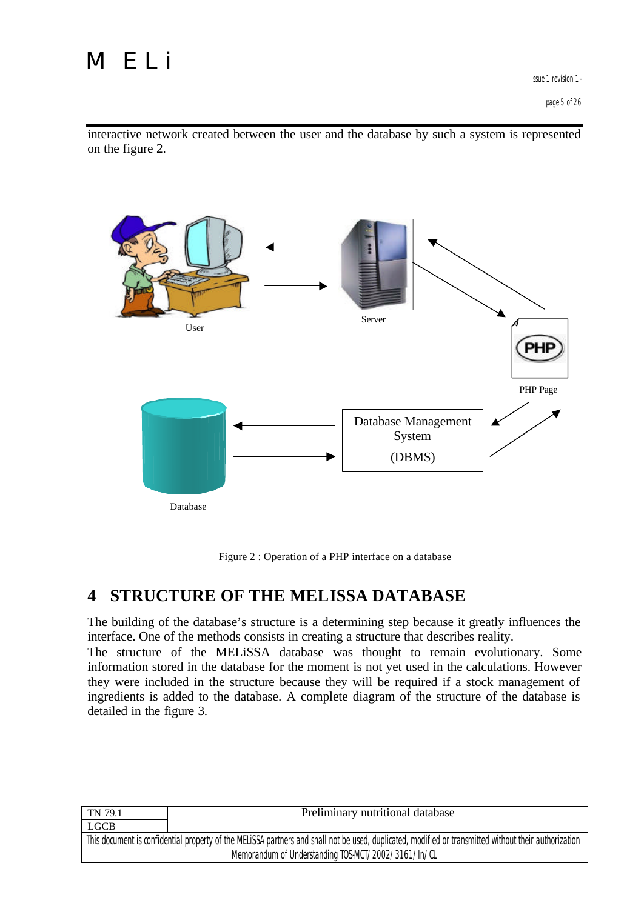interactive network created between the user and the database by such a system is represented on the figure 2.

Figure 2 : Operation of a PHP interface on a database

# 4 STRUCTURE OF THE MELISSA DATABASE

The building of the database's structure is a determining step because it greatly influences the interface. One of the methods consists in creating a structure that describes reality.
The structure of the MELiSSA database was thought to remain evolutionary. Some information stored in the database for the moment is not yet used in the calculations. However they were included in the structure because they will be required if a stock management of ingredients is added to the database. A complete diagram of the structure of the database is detailed in the figure 3.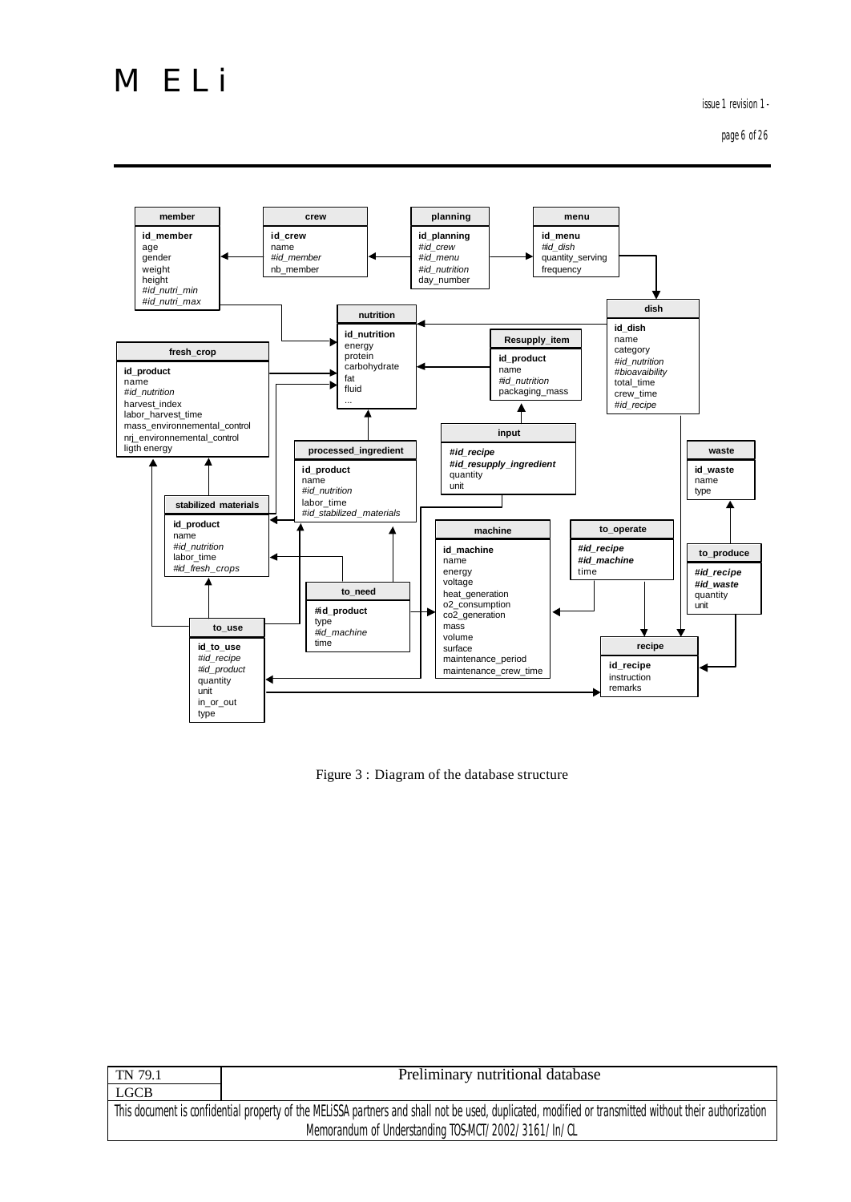**member**
- id_member
- age
- gender
- weight
- height
- *#id_nutri_min*
- *#id_nutri_max*

**crew**
- id_crew
- name
- *#id_member*
- nb_member

**planning**
- id_planning
- *#id_crew*
- *#id_menu*
- *#id_nutrition*
- day_number

**menu**
- id_menu
- *#id_dish*
- quantity_serving
- frequency

**dish**
- id_dish
- name
- category
- *#id_nutrition*
- *#bioavaibility*
- total_time
- crew_time
- *#id_recipe*

**nutrition**
- id_nutrition
- energy
- protein
- carbohydrate
- fat
- fluid
- ...

**Resupply_item**
- id_product
- name
- *#id_nutrition*
- packaging_mass

**fresh_crop**
- id_product
- name
- *#id_nutrition*
- harvest_index
- labor_harvest_time
- mass_environnemental_control
- nrj_environnemental_control
- ligth energy

**input**
- *#id_recipe*
- *#id_resupply_ingredient*
- quantity
- unit

**processed_ingredient**
- id_product
- name
- *#id_nutrition*
- labor_time
- *#id_stabilized_materials*

**waste**
- id_waste
- name
- type

**stabilized materials**
- id_product
- name
- *#id_nutrition*
- labor_time
- *#id_fresh_crops*

**machine**
- id_machine
- name
- energy
- voltage
- heat_generation
- o2_consumption
- co2_generation
- mass
- volume
- surface
- maintenance_period
- maintenance_crew_time

**to_operate**
- *#id_recipe*
- *#id_machine*
- time

**to_produce**
- *#id_recipe*
- *#id_waste*
- quantity
- unit

**to_need**
- #id_product
- type
- *#id_machine*
- time

**to_use**
- id_to_use
- *#id_recipe*
- *#id_product*
- quantity
- unit
- in_or_out
- type

**recipe**
- id_recipe
- instruction
- remarks

Figure 3 : Diagram of the database structure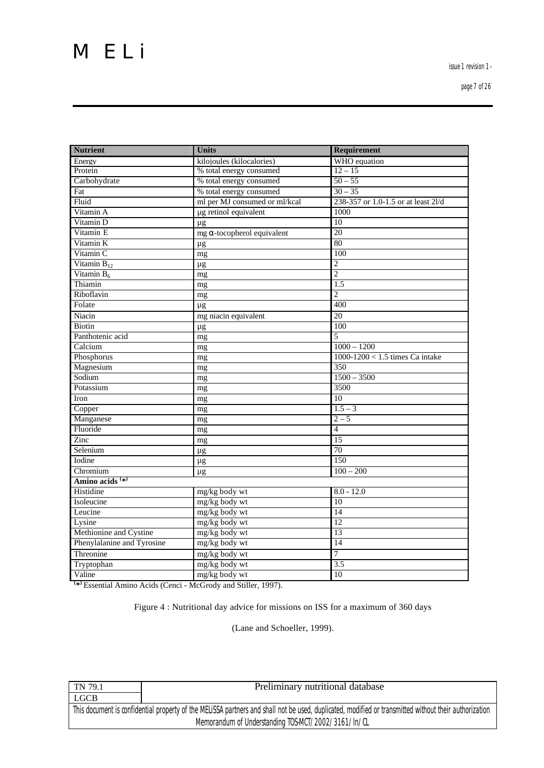| Nutrient | Units | Requirement |
|---|---|---|
| Energy | kilojoules (kilocalories) | WHO equation |
| Protein | % total energy consumed | 12 – 15 |
| Carbohydrate | % total energy consumed | 50 – 55 |
| Fat | % total energy consumed | 30 – 35 |
| Fluid | ml per MJ consumed or ml/kcal | 238-357 or 1.0-1.5 or at least 2l/d |
| Vitamin A | µg retinol equivalent | 1000 |
| Vitamin D | µg | 10 |
| Vitamin E | mg α-tocopherol equivalent | 20 |
| Vitamin K | µg | 80 |
| Vitamin C | mg | 100 |
| Vitamin $B_{12}$ | µg | 2 |
| Vitamin $B_6$ | mg | 2 |
| Thiamin | mg | 1.5 |
| Riboflavin | mg | 2 |
| Folate | µg | 400 |
| Niacin | mg niacin equivalent | 20 |
| Biotin | µg | 100 |
| Panthotenic acid | mg | 5 |
| Calcium | mg | 1000 – 1200 |
| Phosphorus | mg | 1000-1200 < 1.5 times Ca intake |
| Magnesium | mg | 350 |
| Sodium | mg | 1500 – 3500 |
| Potassium | mg | 3500 |
| Iron | mg | 10 |
| Copper | mg | 1.5 – 3 |
| Manganese | mg | 2 – 5 |
| Fluoride | mg | 4 |
| Zinc | mg | 15 |
| Selenium | µg | 70 |
| Iodine | µg | 150 |
| Chromium | µg | 100 – 200 |
| **Amino acids (*)** | | |
| Histidine | mg/kg body wt | 8.0 - 12.0 |
| Isoleucine | mg/kg body wt | 10 |
| Leucine | mg/kg body wt | 14 |
| Lysine | mg/kg body wt | 12 |
| Methionine and Cystine | mg/kg body wt | 13 |
| Phenylalanine and Tyrosine | mg/kg body wt | 14 |
| Threonine | mg/kg body wt | 7 |
| Tryptophan | mg/kg body wt | 3.5 |
| Valine | mg/kg body wt | 10 |

(*) Essential Amino Acids (Cenci - McGrody and Stiller, 1997).

Figure 4 : Nutritional day advice for missions on ISS for a maximum of 360 days

(Lane and Schoeller, 1999).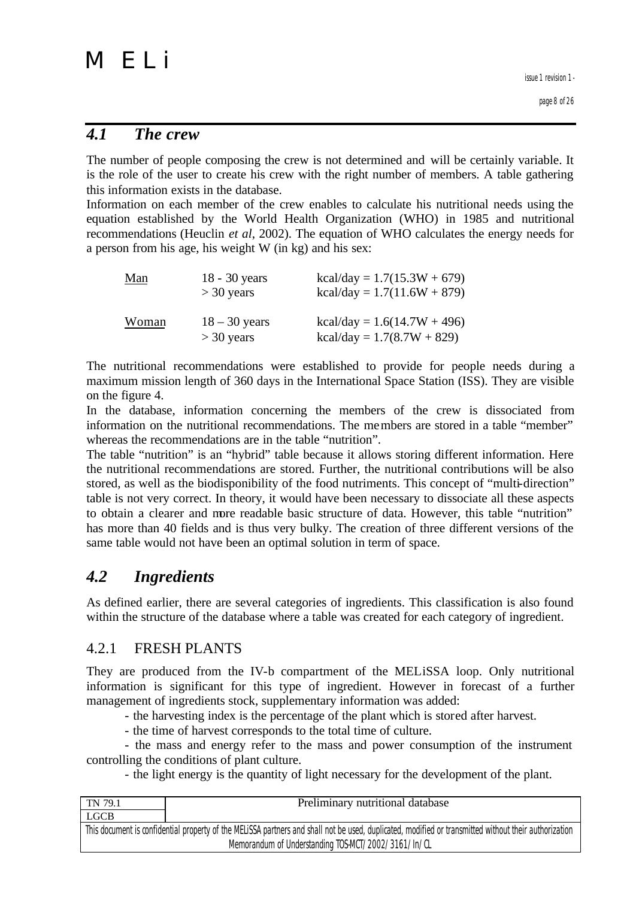## *4.1 The crew*

The number of people composing the crew is not determined and will be certainly variable. It is the role of the user to create his crew with the right number of members. A table gathering this information exists in the database.

Information on each member of the crew enables to calculate his nutritional needs using the equation established by the World Health Organization (WHO) in 1985 and nutritional recommendations (Heuclin *et al*, 2002). The equation of WHO calculates the energy needs for a person from his age, his weight W (in kg) and his sex:

| | | |
|---|---|---|
| Man | 18 - 30 years | $kcal/day = 1.7(15.3W + 679)$ |
| | > 30 years | $kcal/day = 1.7(11.6W + 879)$ |
| Woman | 18 – 30 years | $kcal/day = 1.6(14.7W + 496)$ |
| | > 30 years | $kcal/day = 1.7(8.7W + 829)$ |

The nutritional recommendations were established to provide for people needs during a maximum mission length of 360 days in the International Space Station (ISS). They are visible on the figure 4.

In the database, information concerning the members of the crew is dissociated from information on the nutritional recommendations. The members are stored in a table "member" whereas the recommendations are in the table "nutrition".

The table "nutrition" is an "hybrid" table because it allows storing different information. Here the nutritional recommendations are stored. Further, the nutritional contributions will be also stored, as well as the biodisponibility of the food nutriments. This concept of "multi-direction" table is not very correct. In theory, it would have been necessary to dissociate all these aspects to obtain a clearer and more readable basic structure of data. However, this table "nutrition" has more than 40 fields and is thus very bulky. The creation of three different versions of the same table would not have been an optimal solution in term of space.

## *4.2 Ingredients*

As defined earlier, there are several categories of ingredients. This classification is also found within the structure of the database where a table was created for each category of ingredient.

### 4.2.1 FRESH PLANTS

They are produced from the IV-b compartment of the MELiSSA loop. Only nutritional information is significant for this type of ingredient. However in forecast of a further management of ingredients stock, supplementary information was added:

- the harvesting index is the percentage of the plant which is stored after harvest.
- the time of harvest corresponds to the total time of culture.
- the mass and energy refer to the mass and power consumption of the instrument controlling the conditions of plant culture.
- the light energy is the quantity of light necessary for the development of the plant.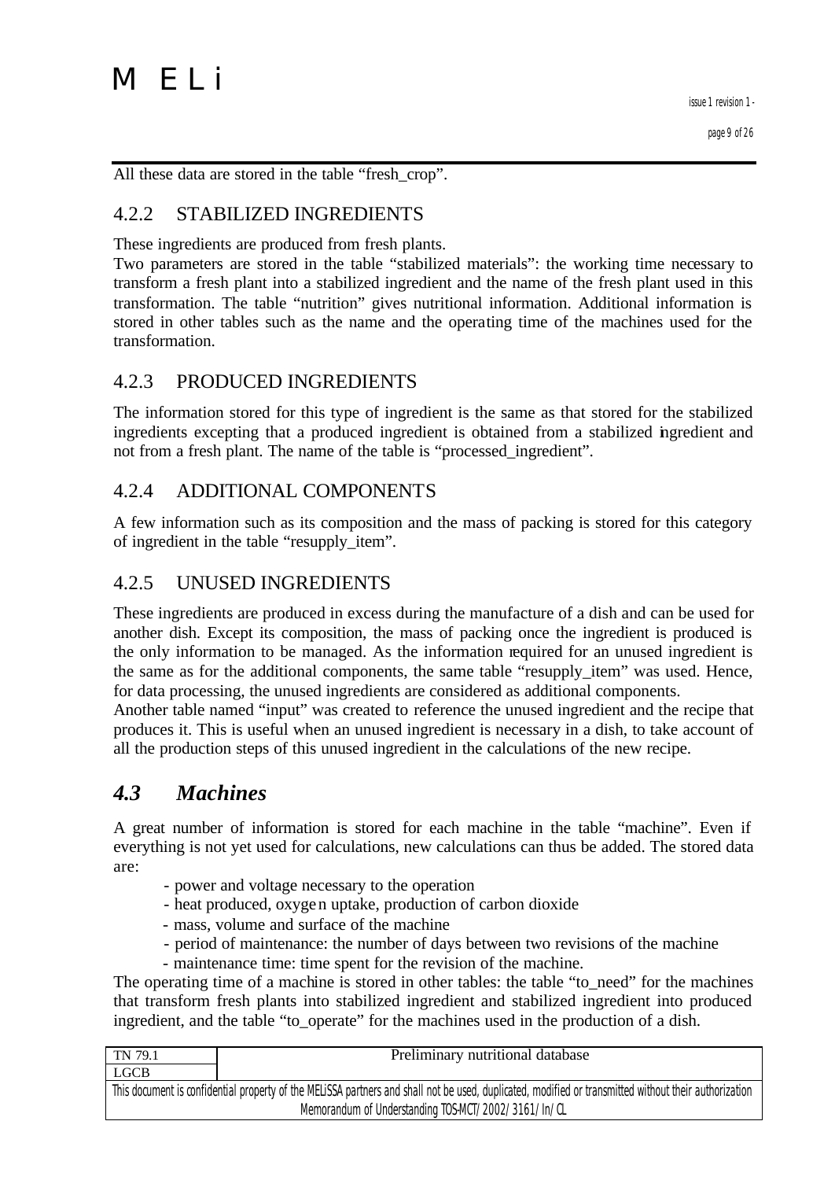All these data are stored in the table "fresh_crop".

### 4.2.2 STABILIZED INGREDIENTS

These ingredients are produced from fresh plants.
Two parameters are stored in the table "stabilized materials": the working time necessary to transform a fresh plant into a stabilized ingredient and the name of the fresh plant used in this transformation. The table "nutrition" gives nutritional information. Additional information is stored in other tables such as the name and the operating time of the machines used for the transformation.

### 4.2.3 PRODUCED INGREDIENTS

The information stored for this type of ingredient is the same as that stored for the stabilized ingredients excepting that a produced ingredient is obtained from a stabilized ingredient and not from a fresh plant. The name of the table is "processed_ingredient".

### 4.2.4 ADDITIONAL COMPONENTS

A few information such as its composition and the mass of packing is stored for this category of ingredient in the table "resupply_item".

### 4.2.5 UNUSED INGREDIENTS

These ingredients are produced in excess during the manufacture of a dish and can be used for another dish. Except its composition, the mass of packing once the ingredient is produced is the only information to be managed. As the information required for an unused ingredient is the same as for the additional components, the same table "resupply_item" was used. Hence, for data processing, the unused ingredients are considered as additional components.
Another table named "input" was created to reference the unused ingredient and the recipe that produces it. This is useful when an unused ingredient is necessary in a dish, to take account of all the production steps of this unused ingredient in the calculations of the new recipe.

## *4.3 Machines*

A great number of information is stored for each machine in the table "machine". Even if everything is not yet used for calculations, new calculations can thus be added. The stored data are:

- power and voltage necessary to the operation
- heat produced, oxygen uptake, production of carbon dioxide
- mass, volume and surface of the machine
- period of maintenance: the number of days between two revisions of the machine
- maintenance time: time spent for the revision of the machine.

The operating time of a machine is stored in other tables: the table "to_need" for the machines that transform fresh plants into stabilized ingredient and stabilized ingredient into produced ingredient, and the table "to_operate" for the machines used in the production of a dish.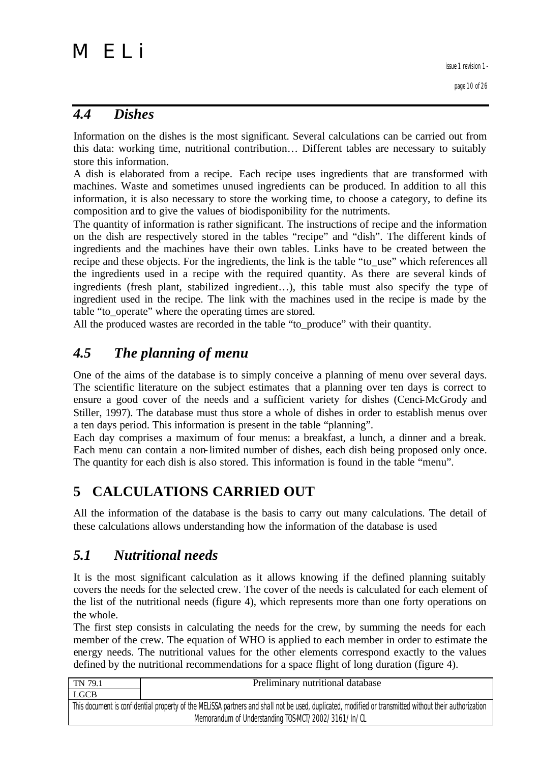## 4.4 Dishes

Information on the dishes is the most significant. Several calculations can be carried out from this data: working time, nutritional contribution… Different tables are necessary to suitably store this information.

A dish is elaborated from a recipe. Each recipe uses ingredients that are transformed with machines. Waste and sometimes unused ingredients can be produced. In addition to all this information, it is also necessary to store the working time, to choose a category, to define its composition and to give the values of biodisponibility for the nutriments.

The quantity of information is rather significant. The instructions of recipe and the information on the dish are respectively stored in the tables "recipe" and "dish". The different kinds of ingredients and the machines have their own tables. Links have to be created between the recipe and these objects. For the ingredients, the link is the table "to_use" which references all the ingredients used in a recipe with the required quantity. As there are several kinds of ingredients (fresh plant, stabilized ingredient…), this table must also specify the type of ingredient used in the recipe. The link with the machines used in the recipe is made by the table "to_operate" where the operating times are stored.

All the produced wastes are recorded in the table "to_produce" with their quantity.

## 4.5 The planning of menu

One of the aims of the database is to simply conceive a planning of menu over several days. The scientific literature on the subject estimates that a planning over ten days is correct to ensure a good cover of the needs and a sufficient variety for dishes (Cenci-McGrody and Stiller, 1997). The database must thus store a whole of dishes in order to establish menus over a ten days period. This information is present in the table "planning".

Each day comprises a maximum of four menus: a breakfast, a lunch, a dinner and a break. Each menu can contain a non-limited number of dishes, each dish being proposed only once. The quantity for each dish is also stored. This information is found in the table "menu".

# 5 CALCULATIONS CARRIED OUT

All the information of the database is the basis to carry out many calculations. The detail of these calculations allows understanding how the information of the database is used

## 5.1 Nutritional needs

It is the most significant calculation as it allows knowing if the defined planning suitably covers the needs for the selected crew. The cover of the needs is calculated for each element of the list of the nutritional needs (figure 4), which represents more than one forty operations on the whole.

The first step consists in calculating the needs for the crew, by summing the needs for each member of the crew. The equation of WHO is applied to each member in order to estimate the energy needs. The nutritional values for the other elements correspond exactly to the values defined by the nutritional recommendations for a space flight of long duration (figure 4).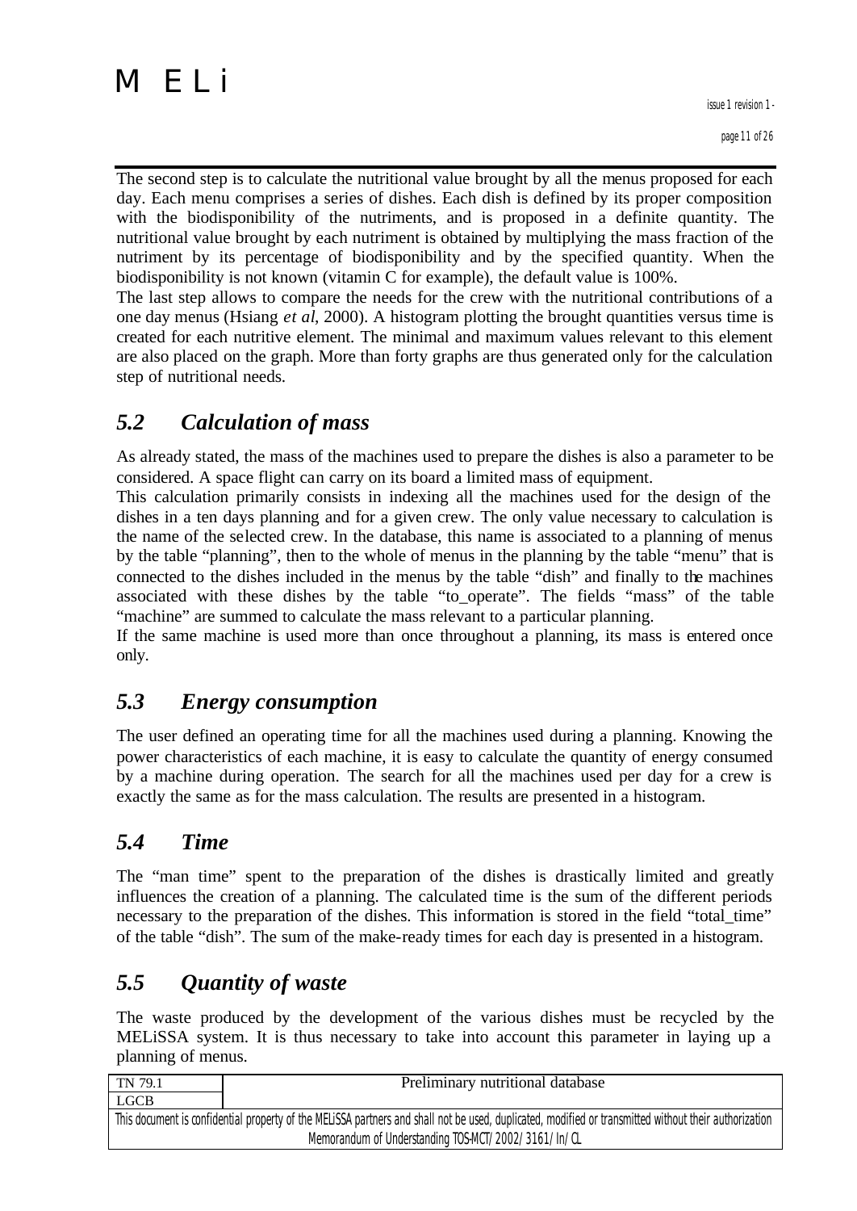The second step is to calculate the nutritional value brought by all the menus proposed for each day. Each menu comprises a series of dishes. Each dish is defined by its proper composition with the biodisponibility of the nutriments, and is proposed in a definite quantity. The nutritional value brought by each nutriment is obtained by multiplying the mass fraction of the nutriment by its percentage of biodisponibility and by the specified quantity. When the biodisponibility is not known (vitamin C for example), the default value is 100%.

The last step allows to compare the needs for the crew with the nutritional contributions of a one day menus (Hsiang *et al*, 2000). A histogram plotting the brought quantities versus time is created for each nutritive element. The minimal and maximum values relevant to this element are also placed on the graph. More than forty graphs are thus generated only for the calculation step of nutritional needs.

## *5.2 Calculation of mass*

As already stated, the mass of the machines used to prepare the dishes is also a parameter to be considered. A space flight can carry on its board a limited mass of equipment.

This calculation primarily consists in indexing all the machines used for the design of the dishes in a ten days planning and for a given crew. The only value necessary to calculation is the name of the selected crew. In the database, this name is associated to a planning of menus by the table "planning", then to the whole of menus in the planning by the table "menu" that is connected to the dishes included in the menus by the table "dish" and finally to the machines associated with these dishes by the table "to_operate". The fields "mass" of the table "machine" are summed to calculate the mass relevant to a particular planning.

If the same machine is used more than once throughout a planning, its mass is entered once only.

## *5.3 Energy consumption*

The user defined an operating time for all the machines used during a planning. Knowing the power characteristics of each machine, it is easy to calculate the quantity of energy consumed by a machine during operation. The search for all the machines used per day for a crew is exactly the same as for the mass calculation. The results are presented in a histogram.

## *5.4 Time*

The "man time" spent to the preparation of the dishes is drastically limited and greatly influences the creation of a planning. The calculated time is the sum of the different periods necessary to the preparation of the dishes. This information is stored in the field "total_time" of the table "dish". The sum of the make-ready times for each day is presented in a histogram.

## *5.5 Quantity of waste*

The waste produced by the development of the various dishes must be recycled by the MELiSSA system. It is thus necessary to take into account this parameter in laying up a planning of menus.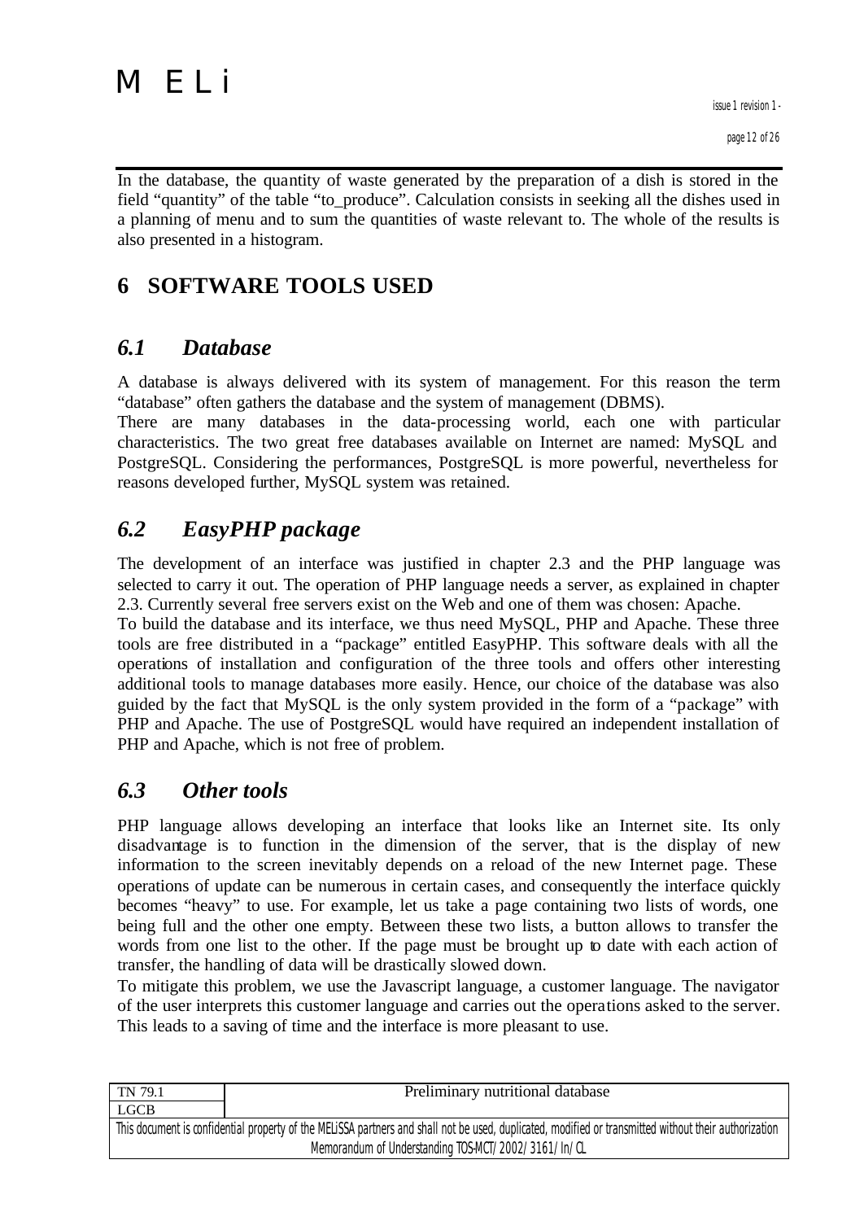In the database, the quantity of waste generated by the preparation of a dish is stored in the field "quantity" of the table "to_produce". Calculation consists in seeking all the dishes used in a planning of menu and to sum the quantities of waste relevant to. The whole of the results is also presented in a histogram.

# 6 SOFTWARE TOOLS USED

## *6.1 Database*

A database is always delivered with its system of management. For this reason the term "database" often gathers the database and the system of management (DBMS).
There are many databases in the data-processing world, each one with particular characteristics. The two great free databases available on Internet are named: MySQL and PostgreSQL. Considering the performances, PostgreSQL is more powerful, nevertheless for reasons developed further, MySQL system was retained.

## *6.2 EasyPHP package*

The development of an interface was justified in chapter 2.3 and the PHP language was selected to carry it out. The operation of PHP language needs a server, as explained in chapter 2.3. Currently several free servers exist on the Web and one of them was chosen: Apache.
To build the database and its interface, we thus need MySQL, PHP and Apache. These three tools are free distributed in a "package" entitled EasyPHP. This software deals with all the operations of installation and configuration of the three tools and offers other interesting additional tools to manage databases more easily. Hence, our choice of the database was also guided by the fact that MySQL is the only system provided in the form of a "package" with PHP and Apache. The use of PostgreSQL would have required an independent installation of PHP and Apache, which is not free of problem.

## *6.3 Other tools*

PHP language allows developing an interface that looks like an Internet site. Its only disadvantage is to function in the dimension of the server, that is the display of new information to the screen inevitably depends on a reload of the new Internet page. These operations of update can be numerous in certain cases, and consequently the interface quickly becomes "heavy" to use. For example, let us take a page containing two lists of words, one being full and the other one empty. Between these two lists, a button allows to transfer the words from one list to the other. If the page must be brought up to date with each action of transfer, the handling of data will be drastically slowed down.
To mitigate this problem, we use the Javascript language, a customer language. The navigator of the user interprets this customer language and carries out the operations asked to the server. This leads to a saving of time and the interface is more pleasant to use.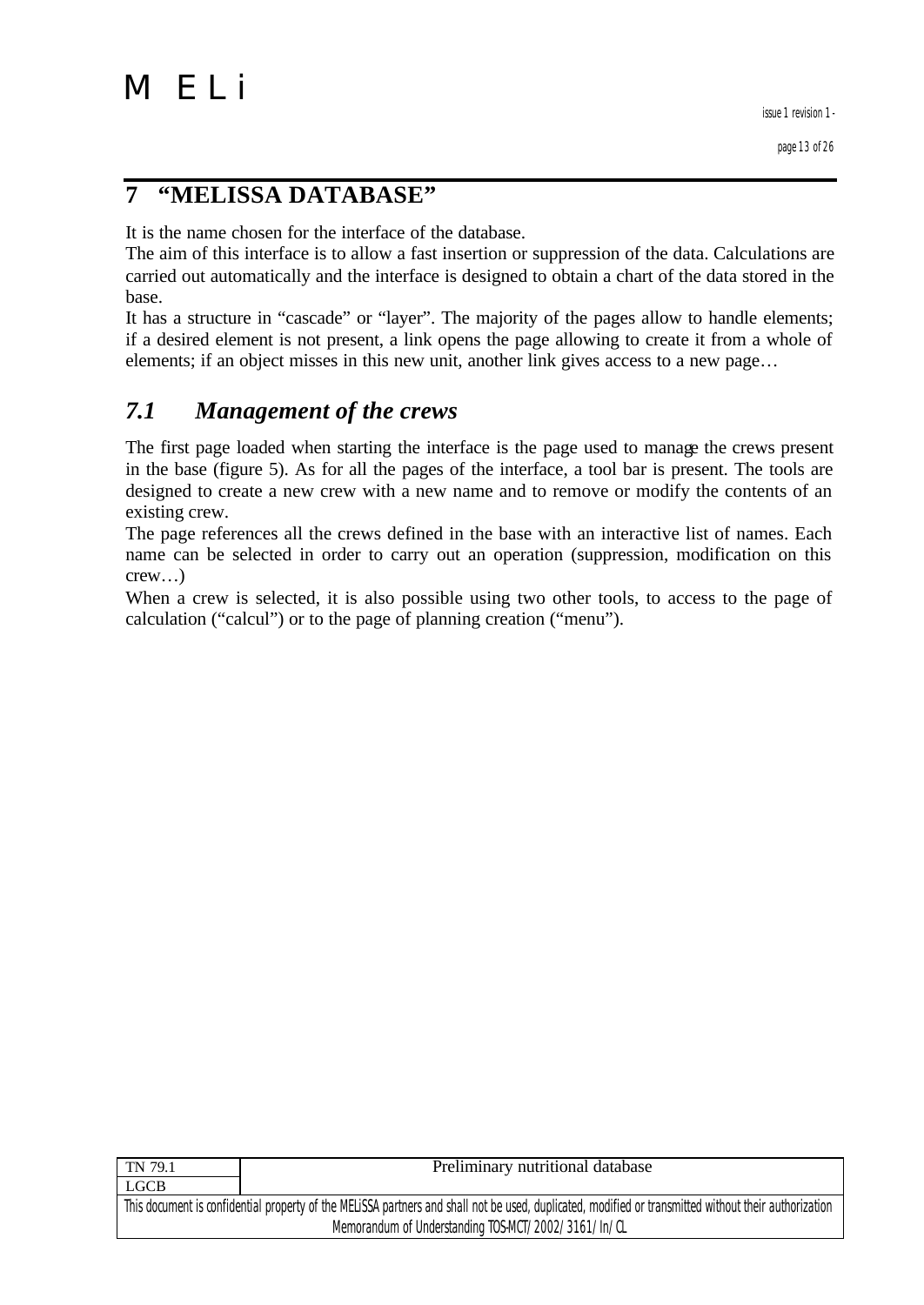# 7 "MELISSA DATABASE"

It is the name chosen for the interface of the database.
The aim of this interface is to allow a fast insertion or suppression of the data. Calculations are carried out automatically and the interface is designed to obtain a chart of the data stored in the base.
It has a structure in "cascade" or "layer". The majority of the pages allow to handle elements; if a desired element is not present, a link opens the page allowing to create it from a whole of elements; if an object misses in this new unit, another link gives access to a new page…

## *7.1 Management of the crews*

The first page loaded when starting the interface is the page used to manage the crews present in the base (figure 5). As for all the pages of the interface, a tool bar is present. The tools are designed to create a new crew with a new name and to remove or modify the contents of an existing crew.
The page references all the crews defined in the base with an interactive list of names. Each name can be selected in order to carry out an operation (suppression, modification on this crew…)
When a crew is selected, it is also possible using two other tools, to access to the page of calculation ("calcul") or to the page of planning creation ("menu").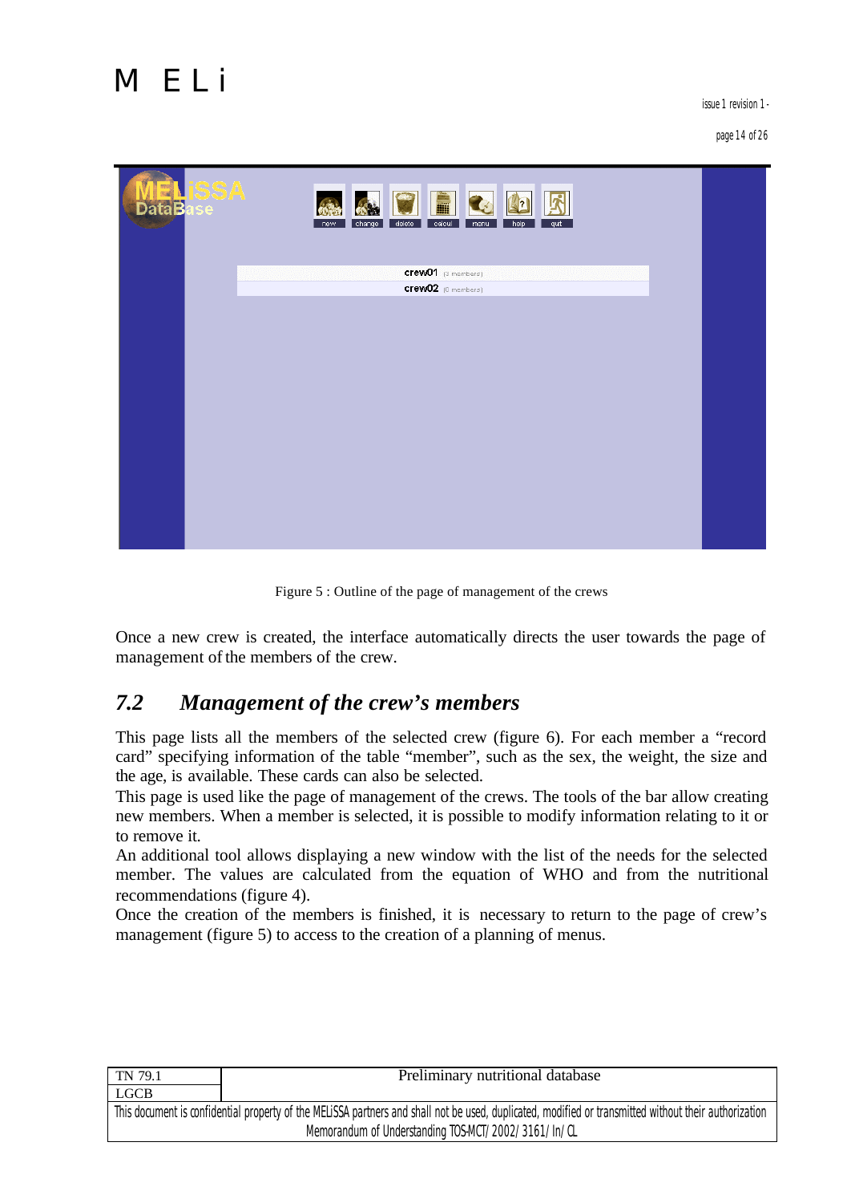Figure 5 : Outline of the page of management of the crews

Once a new crew is created, the interface automatically directs the user towards the page of management of the members of the crew.

## 7.2 *Management of the crew's members*

This page lists all the members of the selected crew (figure 6). For each member a "record card" specifying information of the table "member", such as the sex, the weight, the size and the age, is available. These cards can also be selected.

This page is used like the page of management of the crews. The tools of the bar allow creating new members. When a member is selected, it is possible to modify information relating to it or to remove it.

An additional tool allows displaying a new window with the list of the needs for the selected member. The values are calculated from the equation of WHO and from the nutritional recommendations (figure 4).

Once the creation of the members is finished, it is necessary to return to the page of crew's management (figure 5) to access to the creation of a planning of menus.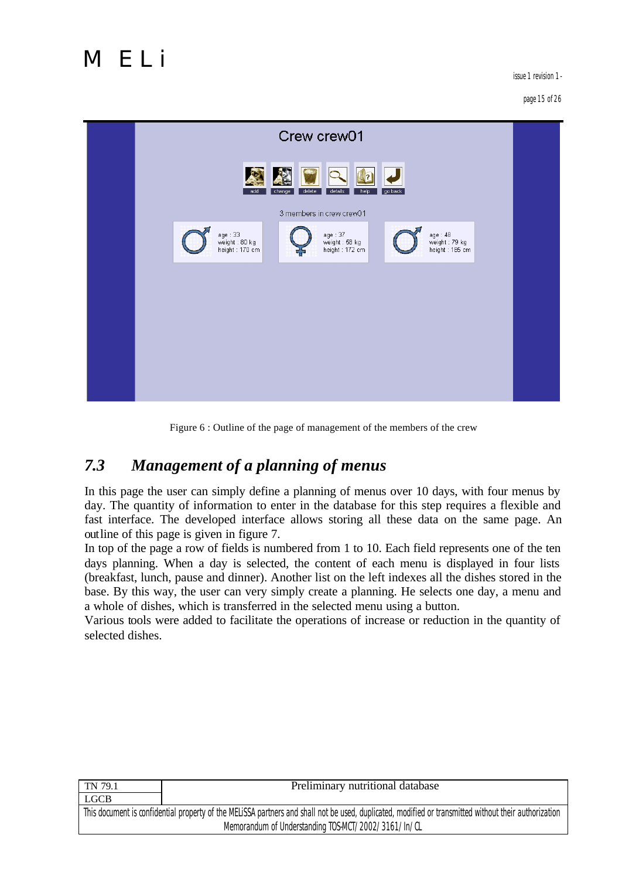Figure 6 : Outline of the page of management of the members of the crew

## 7.3 *Management of a planning of menus*

In this page the user can simply define a planning of menus over 10 days, with four menus by day. The quantity of information to enter in the database for this step requires a flexible and fast interface. The developed interface allows storing all these data on the same page. An outline of this page is given in figure 7.

In top of the page a row of fields is numbered from 1 to 10. Each field represents one of the ten days planning. When a day is selected, the content of each menu is displayed in four lists (breakfast, lunch, pause and dinner). Another list on the left indexes all the dishes stored in the base. By this way, the user can very simply create a planning. He selects one day, a menu and a whole of dishes, which is transferred in the selected menu using a button.

Various tools were added to facilitate the operations of increase or reduction in the quantity of selected dishes.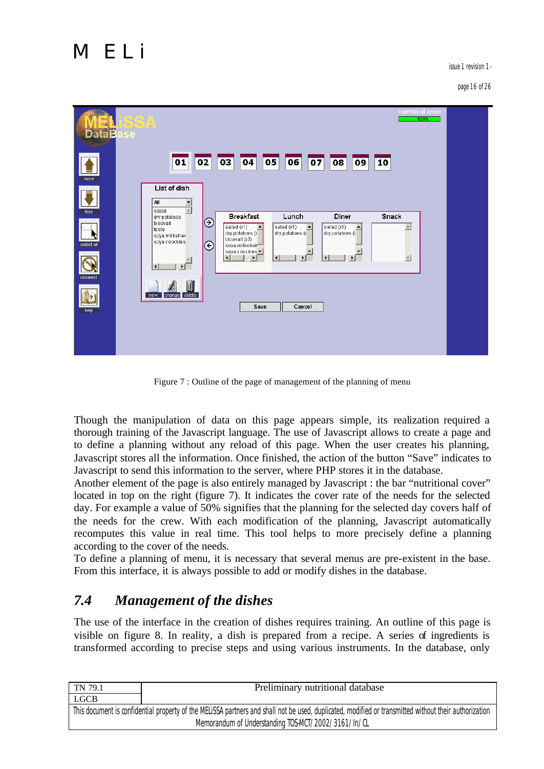Figure 7 : Outline of the page of management of the planning of menu

Though the manipulation of data on this page appears simple, its realization required a thorough training of the Javascript language. The use of Javascript allows to create a page and to define a planning without any reload of this page. When the user creates his planning, Javascript stores all the information. Once finished, the action of the button "Save" indicates to Javascript to send this information to the server, where PHP stores it in the database.
Another element of the page is also entirely managed by Javascript : the bar "nutritional cover" located in top on the right (figure 7). It indicates the cover rate of the needs for the selected day. For example a value of 50% signifies that the planning for the selected day covers half of the needs for the crew. With each modification of the planning, Javascript automatically recomputes this value in real time. This tool helps to more precisely define a planning according to the cover of the needs.
To define a planning of menu, it is necessary that several menus are pre-existent in the base. From this interface, it is always possible to add or modify dishes in the database.

## *7.4 Management of the dishes*

The use of the interface in the creation of dishes requires training. An outline of this page is visible on figure 8. In reality, a dish is prepared from a recipe. A series of ingredients is transformed according to precise steps and using various instruments. In the database, only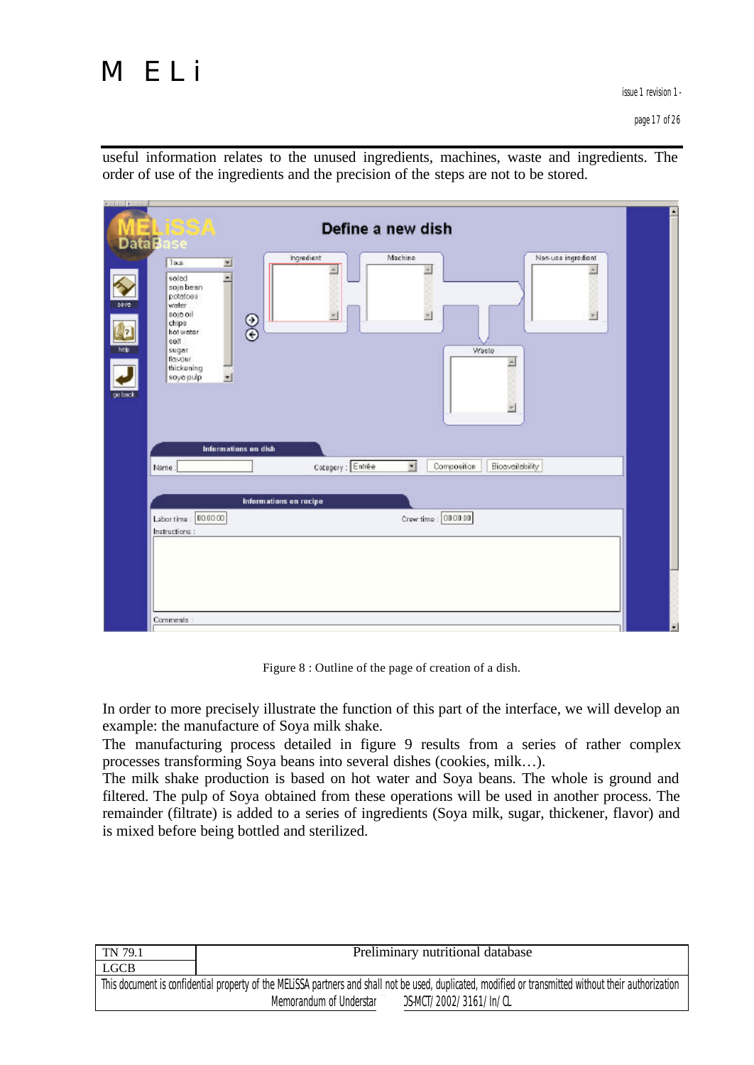useful information relates to the unused ingredients, machines, waste and ingredients. The order of use of the ingredients and the precision of the steps are not to be stored.

Figure 8 : Outline of the page of creation of a dish.

In order to more precisely illustrate the function of this part of the interface, we will develop an example: the manufacture of Soya milk shake.

The manufacturing process detailed in figure 9 results from a series of rather complex processes transforming Soya beans into several dishes (cookies, milk…).

The milk shake production is based on hot water and Soya beans. The whole is ground and filtered. The pulp of Soya obtained from these operations will be used in another process. The remainder (filtrate) is added to a series of ingredients (Soya milk, sugar, thickener, flavor) and is mixed before being bottled and sterilized.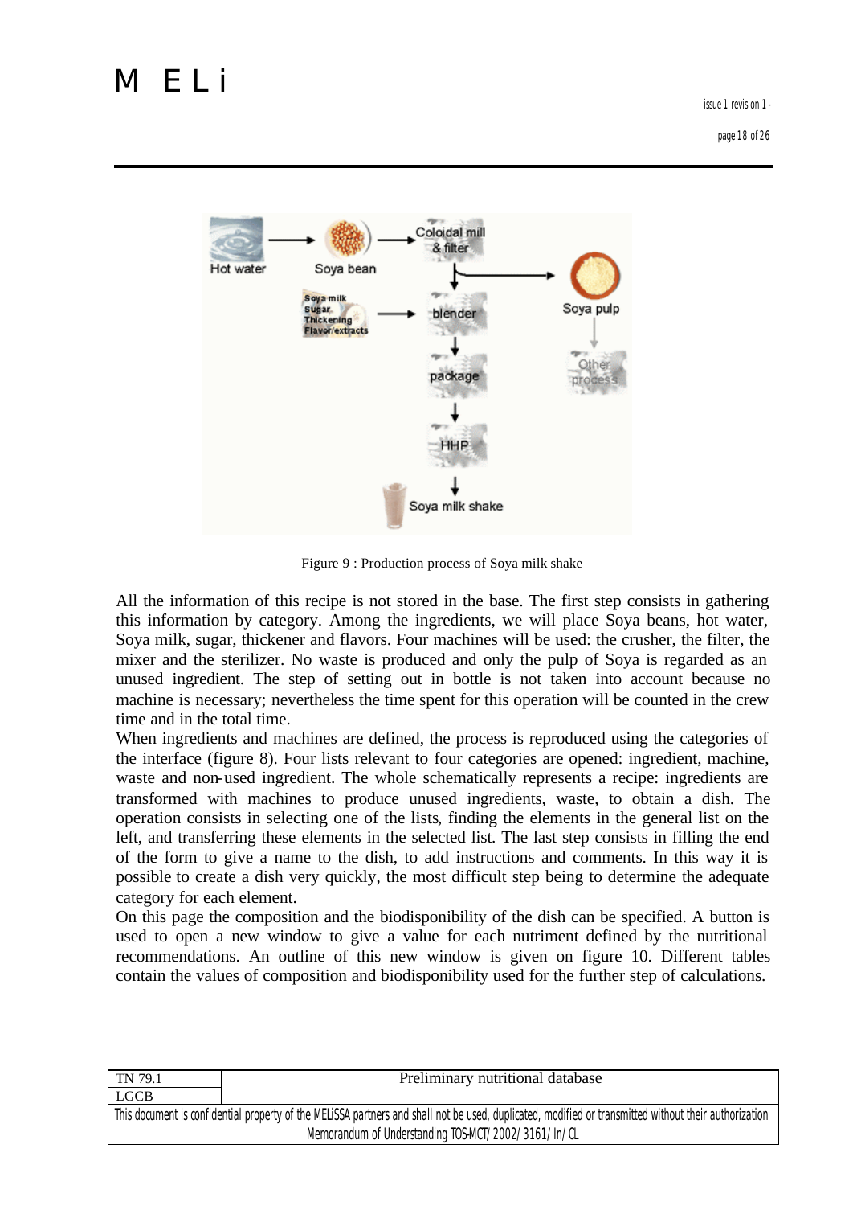Figure 9 : Production process of Soya milk shake

All the information of this recipe is not stored in the base. The first step consists in gathering this information by category. Among the ingredients, we will place Soya beans, hot water, Soya milk, sugar, thickener and flavors. Four machines will be used: the crusher, the filter, the mixer and the sterilizer. No waste is produced and only the pulp of Soya is regarded as an unused ingredient. The step of setting out in bottle is not taken into account because no machine is necessary; nevertheless the time spent for this operation will be counted in the crew time and in the total time.

When ingredients and machines are defined, the process is reproduced using the categories of the interface (figure 8). Four lists relevant to four categories are opened: ingredient, machine, waste and non-used ingredient. The whole schematically represents a recipe: ingredients are transformed with machines to produce unused ingredients, waste, to obtain a dish. The operation consists in selecting one of the lists, finding the elements in the general list on the left, and transferring these elements in the selected list. The last step consists in filling the end of the form to give a name to the dish, to add instructions and comments. In this way it is possible to create a dish very quickly, the most difficult step being to determine the adequate category for each element.

On this page the composition and the biodisponibility of the dish can be specified. A button is used to open a new window to give a value for each nutriment defined by the nutritional recommendations. An outline of this new window is given on figure 10. Different tables contain the values of composition and biodisponibility used for the further step of calculations.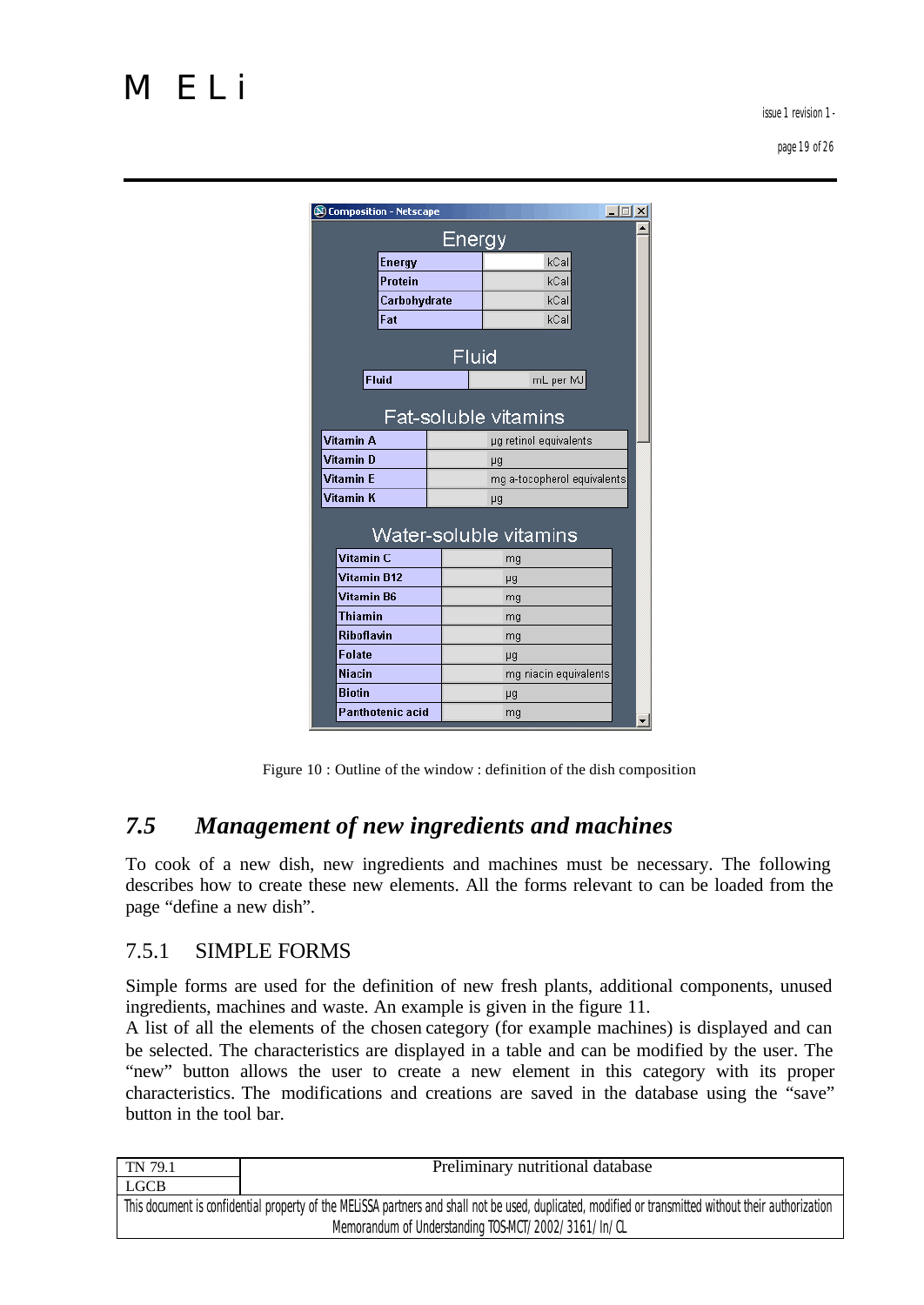**Energy**

| | | |
|---|---|---|
| Energy | | kCal |
| Protein | | kCal |
| Carbohydrate | | kCal |
| Fat | | kCal |

**Fluid**

| | | |
|---|---|---|
| Fluid | | mL per MJ |

**Fat-soluble vitamins**

| | | |
|---|---|---|
| Vitamin A | | µg retinol equivalents |
| Vitamin D | | µg |
| Vitamin E | | mg a-tocopherol equivalents |
| Vitamin K | | µg |

**Water-soluble vitamins**

| | | |
|---|---|---|
| Vitamin C | | mg |
| Vitamin B12 | | µg |
| Vitamin B6 | | mg |
| Thiamin | | mg |
| Riboflavin | | mg |
| Folate | | µg |
| Niacin | | mg niacin equivalents |
| Biotin | | µg |
| Panthotenic acid | | mg |

Figure 10 : Outline of the window : definition of the dish composition

## *7.5 Management of new ingredients and machines*

To cook of a new dish, new ingredients and machines must be necessary. The following describes how to create these new elements. All the forms relevant to can be loaded from the page "define a new dish".

### 7.5.1 SIMPLE FORMS

Simple forms are used for the definition of new fresh plants, additional components, unused ingredients, machines and waste. An example is given in the figure 11.

A list of all the elements of the chosen category (for example machines) is displayed and can be selected. The characteristics are displayed in a table and can be modified by the user. The "new" button allows the user to create a new element in this category with its proper characteristics. The modifications and creations are saved in the database using the "save" button in the tool bar.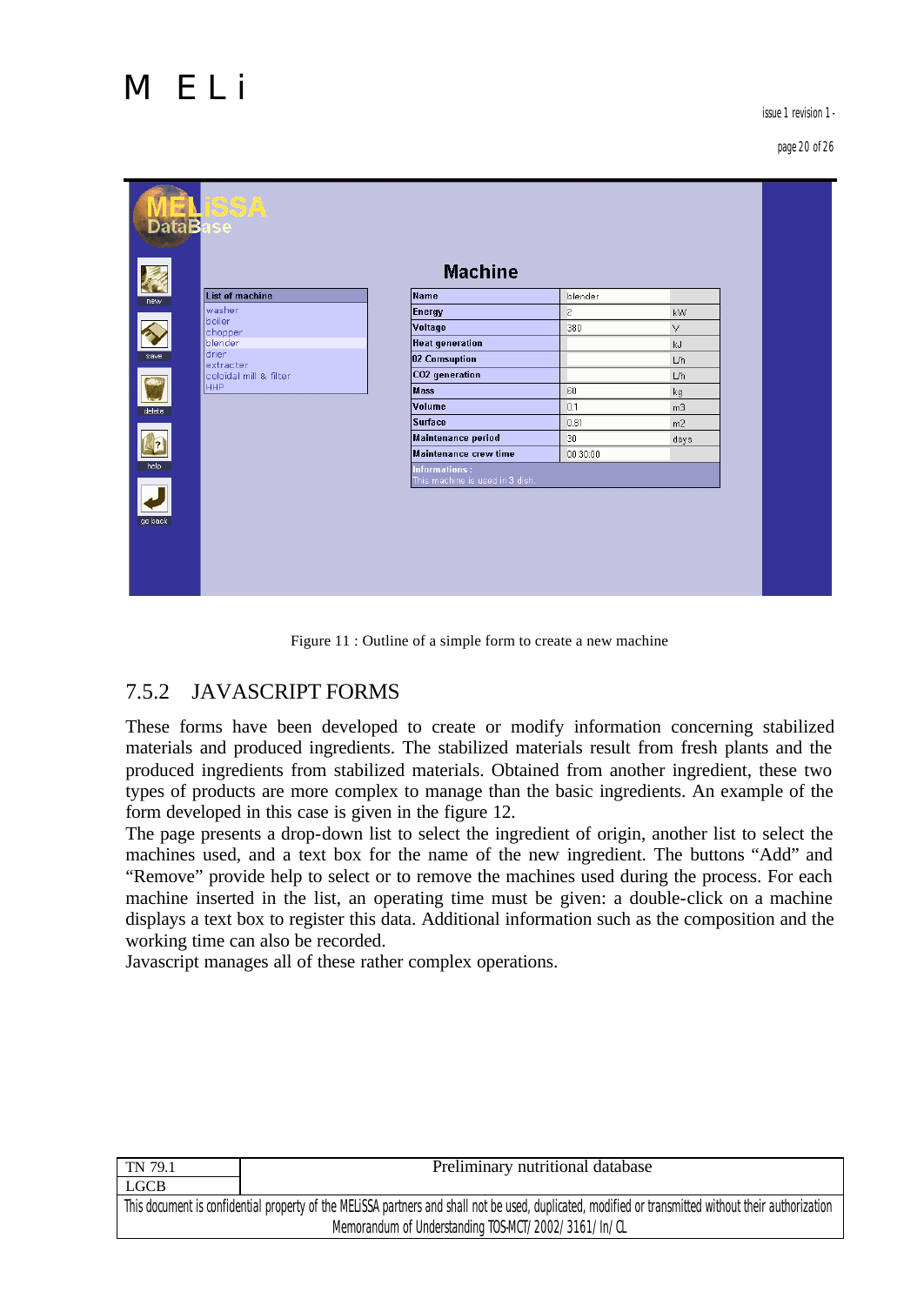Figure 11 : Outline of a simple form to create a new machine

## 7.5.2 JAVASCRIPT FORMS

These forms have been developed to create or modify information concerning stabilized materials and produced ingredients. The stabilized materials result from fresh plants and the produced ingredients from stabilized materials. Obtained from another ingredient, these two types of products are more complex to manage than the basic ingredients. An example of the form developed in this case is given in the figure 12.

The page presents a drop-down list to select the ingredient of origin, another list to select the machines used, and a text box for the name of the new ingredient. The buttons “Add” and “Remove” provide help to select or to remove the machines used during the process. For each machine inserted in the list, an operating time must be given: a double-click on a machine displays a text box to register this data. Additional information such as the composition and the working time can also be recorded.

Javascript manages all of these rather complex operations.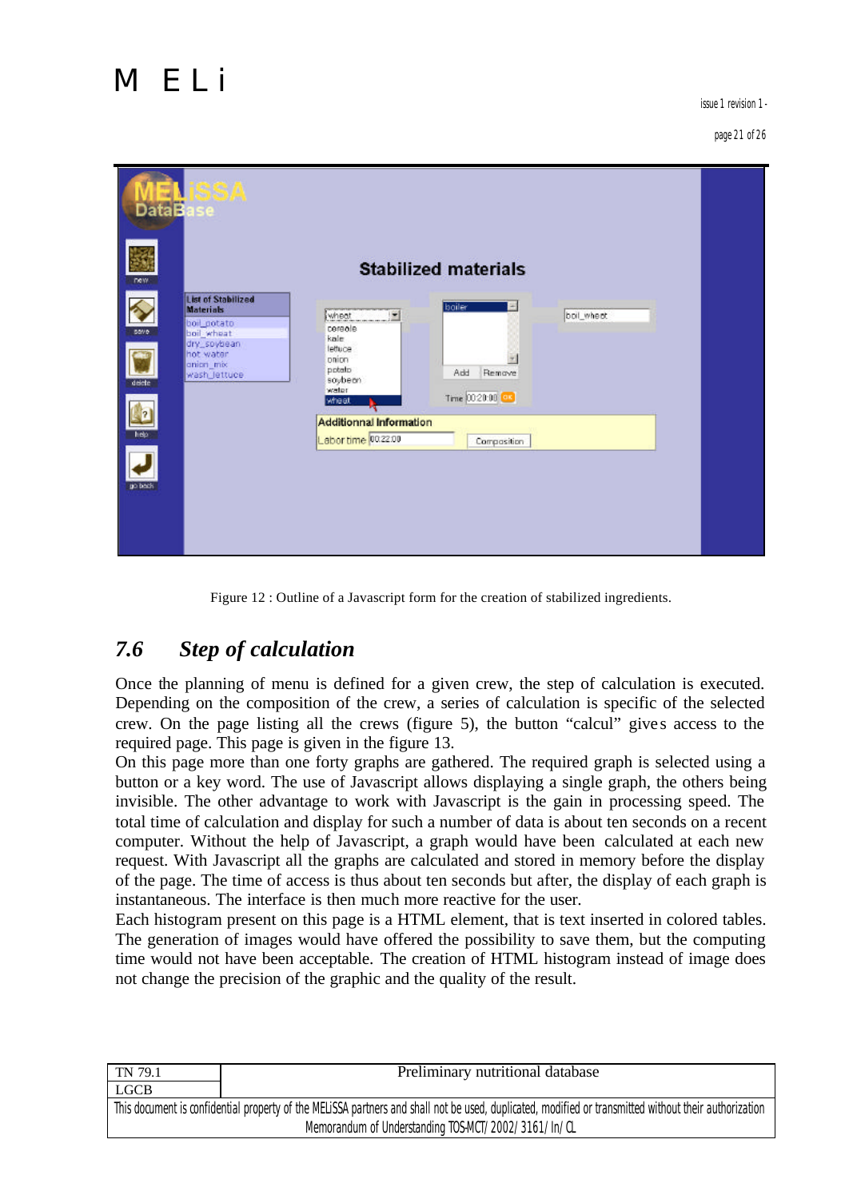Figure 12 : Outline of a Javascript form for the creation of stabilized ingredients.

## *7.6 Step of calculation*

Once the planning of menu is defined for a given crew, the step of calculation is executed. Depending on the composition of the crew, a series of calculation is specific of the selected crew. On the page listing all the crews (figure 5), the button "calcul" gives access to the required page. This page is given in the figure 13.

On this page more than one forty graphs are gathered. The required graph is selected using a button or a key word. The use of Javascript allows displaying a single graph, the others being invisible. The other advantage to work with Javascript is the gain in processing speed. The total time of calculation and display for such a number of data is about ten seconds on a recent computer. Without the help of Javascript, a graph would have been calculated at each new request. With Javascript all the graphs are calculated and stored in memory before the display of the page. The time of access is thus about ten seconds but after, the display of each graph is instantaneous. The interface is then much more reactive for the user.

Each histogram present on this page is a HTML element, that is text inserted in colored tables. The generation of images would have offered the possibility to save them, but the computing time would not have been acceptable. The creation of HTML histogram instead of image does not change the precision of the graphic and the quality of the result.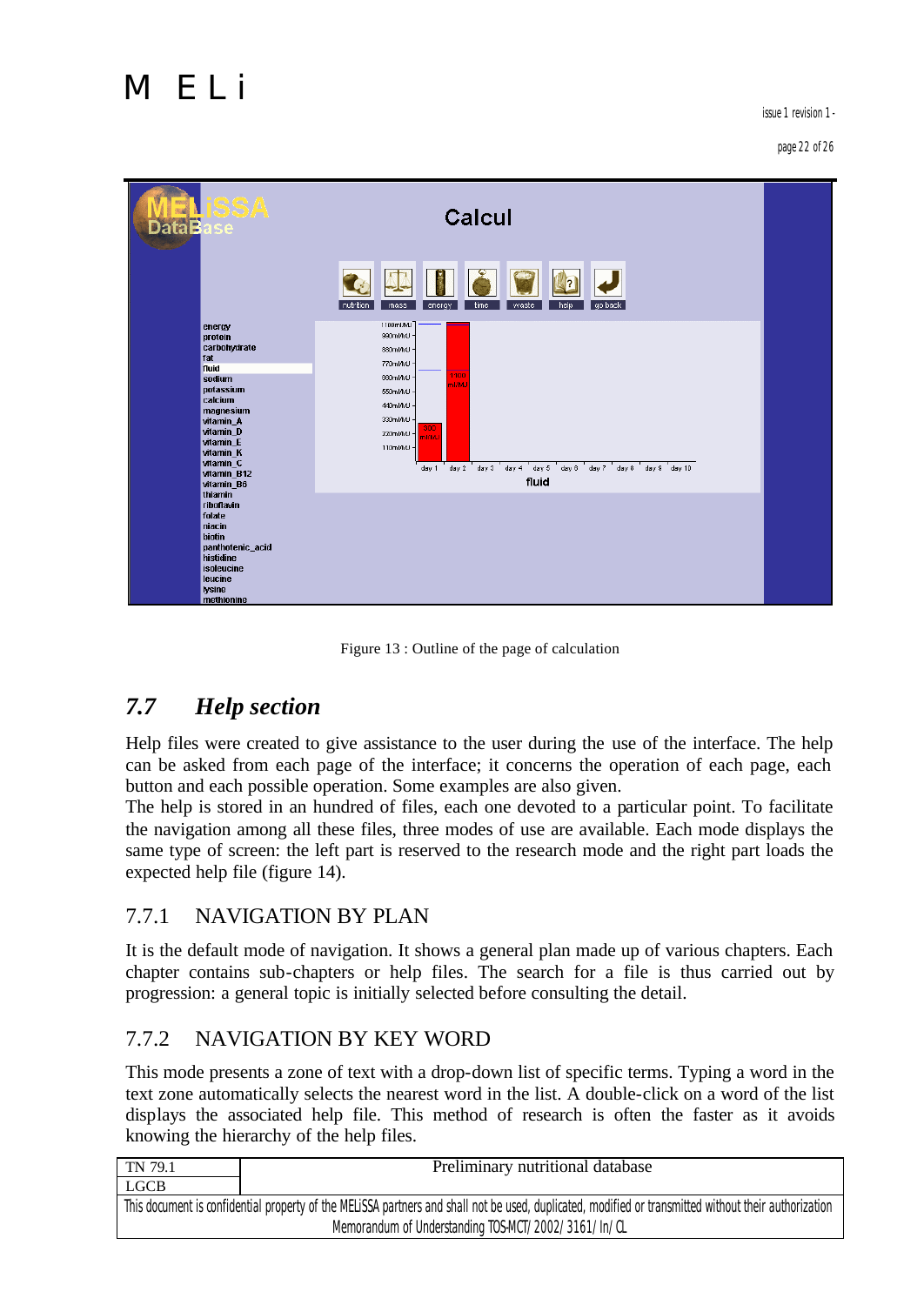Figure 13 : Outline of the page of calculation

## 7.7 *Help section*

Help files were created to give assistance to the user during the use of the interface. The help can be asked from each page of the interface; it concerns the operation of each page, each button and each possible operation. Some examples are also given.
The help is stored in an hundred of files, each one devoted to a particular point. To facilitate the navigation among all these files, three modes of use are available. Each mode displays the same type of screen: the left part is reserved to the research mode and the right part loads the expected help file (figure 14).

### 7.7.1 NAVIGATION BY PLAN

It is the default mode of navigation. It shows a general plan made up of various chapters. Each chapter contains sub-chapters or help files. The search for a file is thus carried out by progression: a general topic is initially selected before consulting the detail.

### 7.7.2 NAVIGATION BY KEY WORD

This mode presents a zone of text with a drop-down list of specific terms. Typing a word in the text zone automatically selects the nearest word in the list. A double-click on a word of the list displays the associated help file. This method of research is often the faster as it avoids knowing the hierarchy of the help files.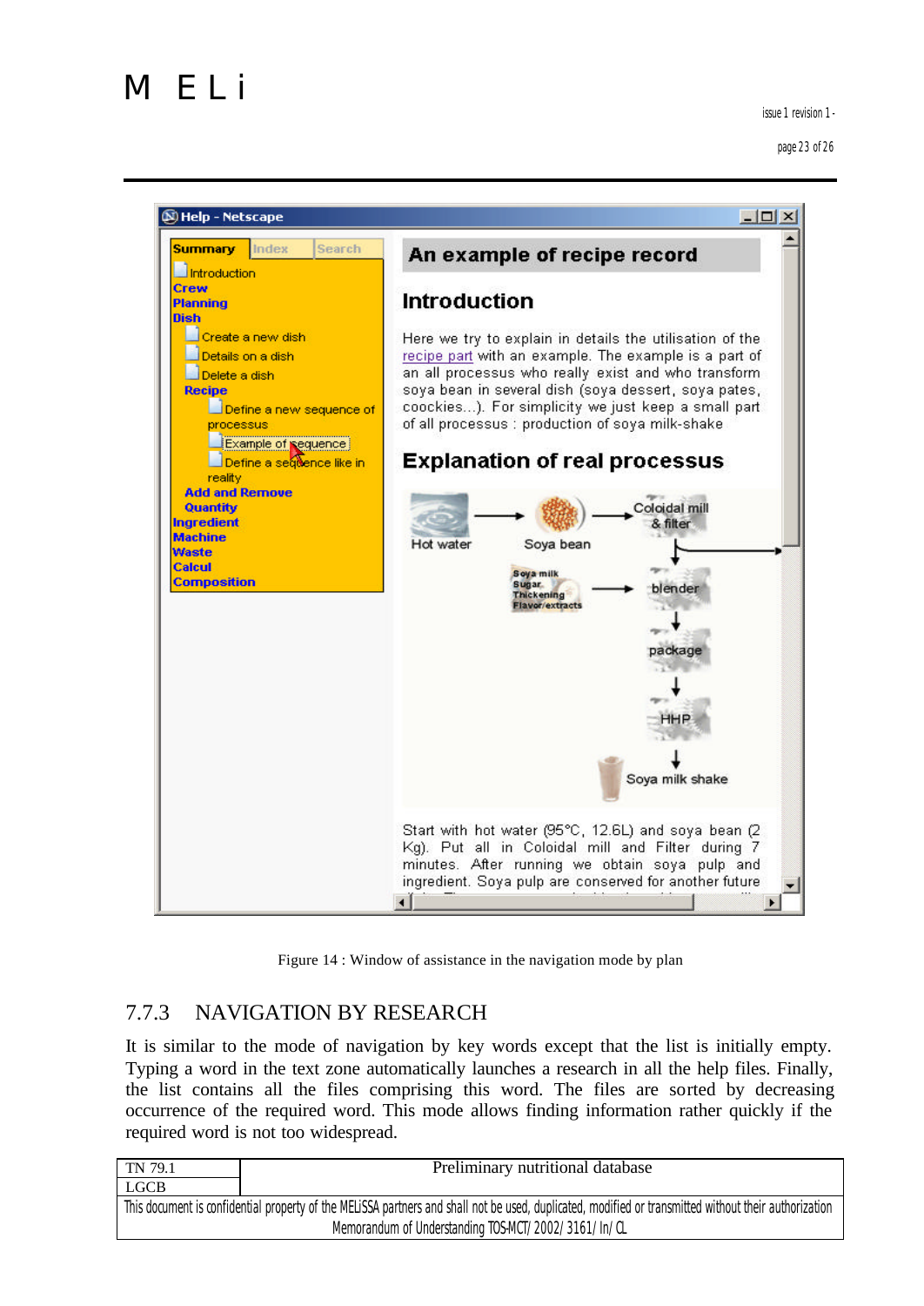Figure 14 : Window of assistance in the navigation mode by plan

### 7.7.3 NAVIGATION BY RESEARCH

It is similar to the mode of navigation by key words except that the list is initially empty. Typing a word in the text zone automatically launches a research in all the help files. Finally, the list contains all the files comprising this word. The files are sorted by decreasing occurrence of the required word. This mode allows finding information rather quickly if the required word is not too widespread.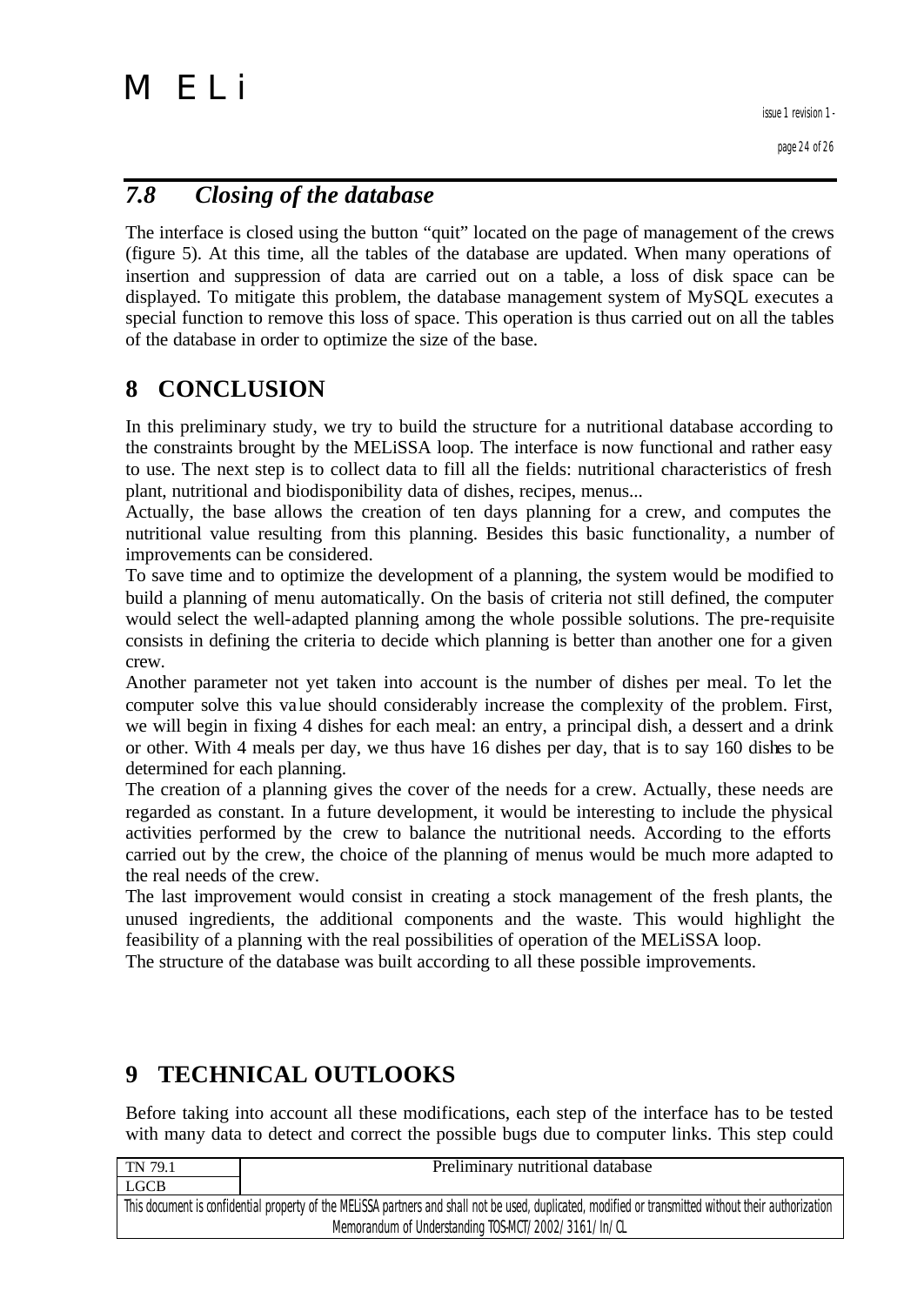## *7.8 Closing of the database*

The interface is closed using the button "quit" located on the page of management of the crews (figure 5). At this time, all the tables of the database are updated. When many operations of insertion and suppression of data are carried out on a table, a loss of disk space can be displayed. To mitigate this problem, the database management system of MySQL executes a special function to remove this loss of space. This operation is thus carried out on all the tables of the database in order to optimize the size of the base.

# 8 CONCLUSION

In this preliminary study, we try to build the structure for a nutritional database according to the constraints brought by the MELiSSA loop. The interface is now functional and rather easy to use. The next step is to collect data to fill all the fields: nutritional characteristics of fresh plant, nutritional and biodisponibility data of dishes, recipes, menus...

Actually, the base allows the creation of ten days planning for a crew, and computes the nutritional value resulting from this planning. Besides this basic functionality, a number of improvements can be considered.

To save time and to optimize the development of a planning, the system would be modified to build a planning of menu automatically. On the basis of criteria not still defined, the computer would select the well-adapted planning among the whole possible solutions. The pre-requisite consists in defining the criteria to decide which planning is better than another one for a given crew.

Another parameter not yet taken into account is the number of dishes per meal. To let the computer solve this value should considerably increase the complexity of the problem. First, we will begin in fixing 4 dishes for each meal: an entry, a principal dish, a dessert and a drink or other. With 4 meals per day, we thus have 16 dishes per day, that is to say 160 dishes to be determined for each planning.

The creation of a planning gives the cover of the needs for a crew. Actually, these needs are regarded as constant. In a future development, it would be interesting to include the physical activities performed by the crew to balance the nutritional needs. According to the efforts carried out by the crew, the choice of the planning of menus would be much more adapted to the real needs of the crew.

The last improvement would consist in creating a stock management of the fresh plants, the unused ingredients, the additional components and the waste. This would highlight the feasibility of a planning with the real possibilities of operation of the MELiSSA loop.

The structure of the database was built according to all these possible improvements.

# 9 TECHNICAL OUTLOOKS

Before taking into account all these modifications, each step of the interface has to be tested with many data to detect and correct the possible bugs due to computer links. This step could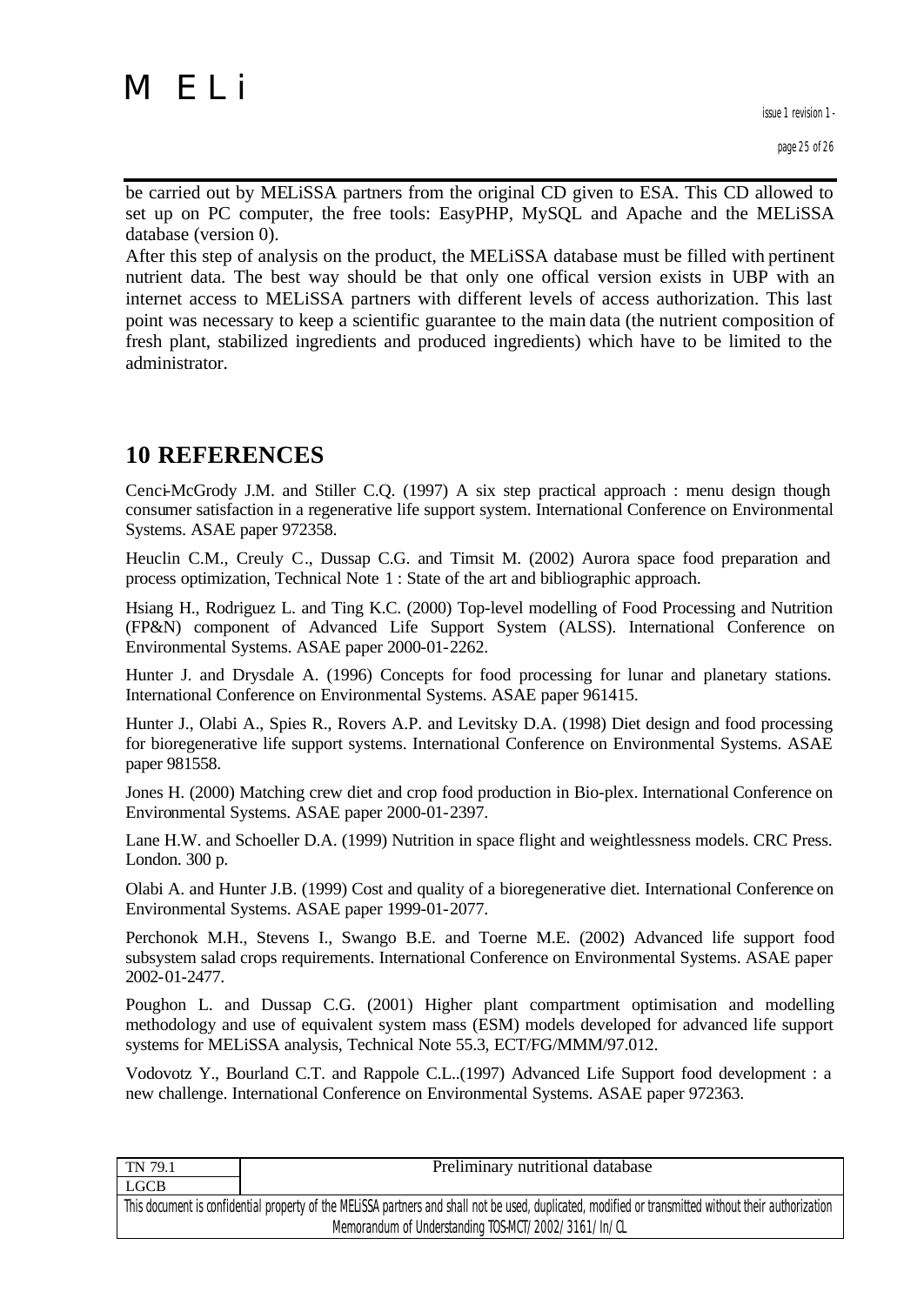be carried out by MELiSSA partners from the original CD given to ESA. This CD allowed to set up on PC computer, the free tools: EasyPHP, MySQL and Apache and the MELiSSA database (version 0).

After this step of analysis on the product, the MELiSSA database must be filled with pertinent nutrient data. The best way should be that only one offical version exists in UBP with an internet access to MELiSSA partners with different levels of access authorization. This last point was necessary to keep a scientific guarantee to the main data (the nutrient composition of fresh plant, stabilized ingredients and produced ingredients) which have to be limited to the administrator.

## 10 REFERENCES

Cenci-McGrody J.M. and Stiller C.Q. (1997) A six step practical approach : menu design though consumer satisfaction in a regenerative life support system. International Conference on Environmental Systems. ASAE paper 972358.

Heuclin C.M., Creuly C., Dussap C.G. and Timsit M. (2002) Aurora space food preparation and process optimization, Technical Note 1 : State of the art and bibliographic approach.

Hsiang H., Rodriguez L. and Ting K.C. (2000) Top-level modelling of Food Processing and Nutrition (FP&N) component of Advanced Life Support System (ALSS). International Conference on Environmental Systems. ASAE paper 2000-01-2262.

Hunter J. and Drysdale A. (1996) Concepts for food processing for lunar and planetary stations. International Conference on Environmental Systems. ASAE paper 961415.

Hunter J., Olabi A., Spies R., Rovers A.P. and Levitsky D.A. (1998) Diet design and food processing for bioregenerative life support systems. International Conference on Environmental Systems. ASAE paper 981558.

Jones H. (2000) Matching crew diet and crop food production in Bio-plex. International Conference on Environmental Systems. ASAE paper 2000-01-2397.

Lane H.W. and Schoeller D.A. (1999) Nutrition in space flight and weightlessness models. CRC Press. London. 300 p.

Olabi A. and Hunter J.B. (1999) Cost and quality of a bioregenerative diet. International Conference on Environmental Systems. ASAE paper 1999-01-2077.

Perchonok M.H., Stevens I., Swango B.E. and Toerne M.E. (2002) Advanced life support food subsystem salad crops requirements. International Conference on Environmental Systems. ASAE paper 2002-01-2477.

Poughon L. and Dussap C.G. (2001) Higher plant compartment optimisation and modelling methodology and use of equivalent system mass (ESM) models developed for advanced life support systems for MELiSSA analysis, Technical Note 55.3, ECT/FG/MMM/97.012.

Vodovotz Y., Bourland C.T. and Rappole C.L..(1997) Advanced Life Support food development : a new challenge. International Conference on Environmental Systems. ASAE paper 972363.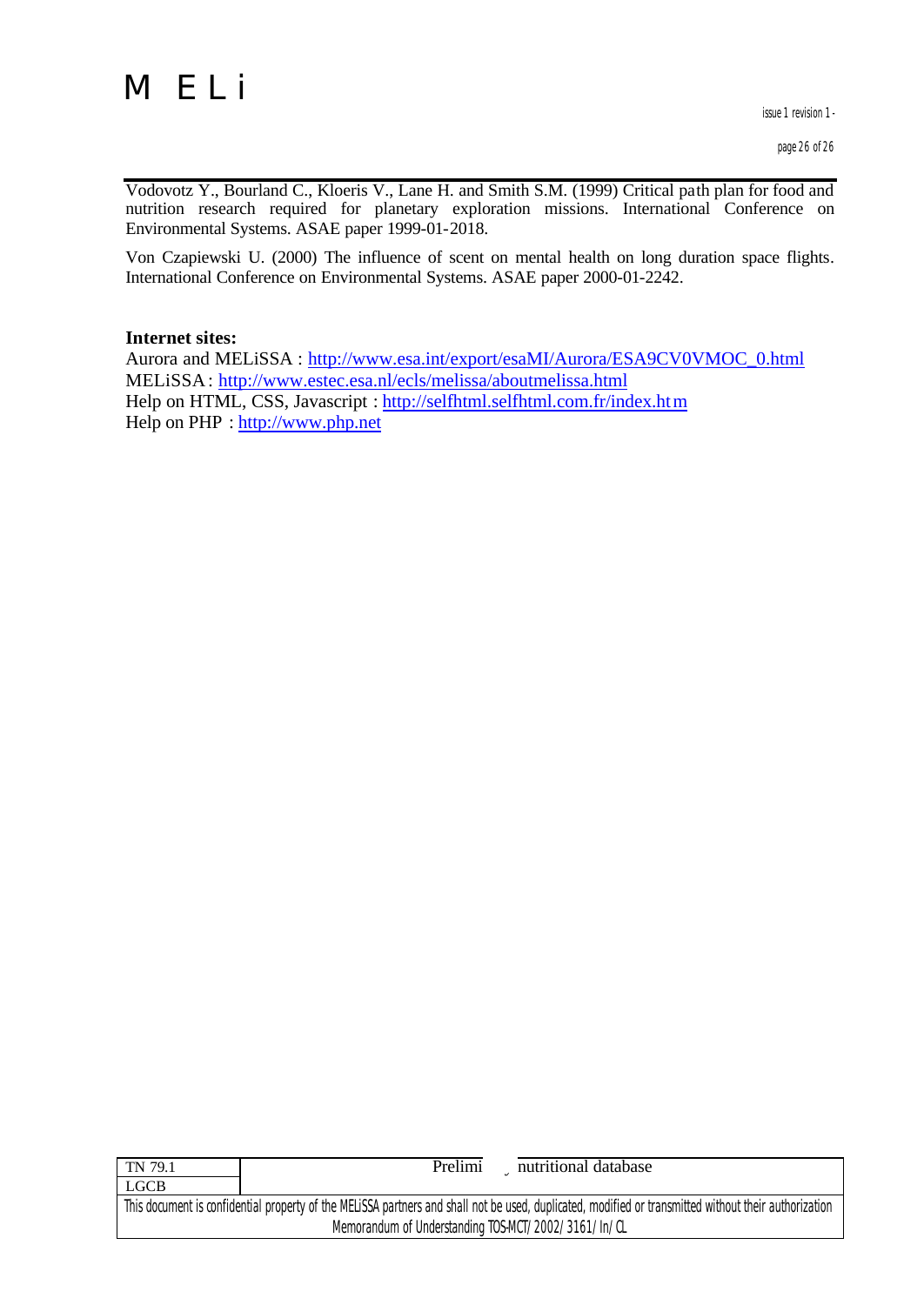Vodovotz Y., Bourland C., Kloeris V., Lane H. and Smith S.M. (1999) Critical path plan for food and nutrition research required for planetary exploration missions. International Conference on Environmental Systems. ASAE paper 1999-01-2018.

Von Czapiewski U. (2000) The influence of scent on mental health on long duration space flights. International Conference on Environmental Systems. ASAE paper 2000-01-2242.

**Internet sites:**

Aurora and MELiSSA : http://www.esa.int/export/esaMI/Aurora/ESA9CV0VMOC_0.html
MELiSSA : http://www.estec.esa.nl/ecls/melissa/aboutmelissa.html
Help on HTML, CSS, Javascript : http://selfhtml.selfhtml.com.fr/index.htm
Help on PHP : http://www.php.net